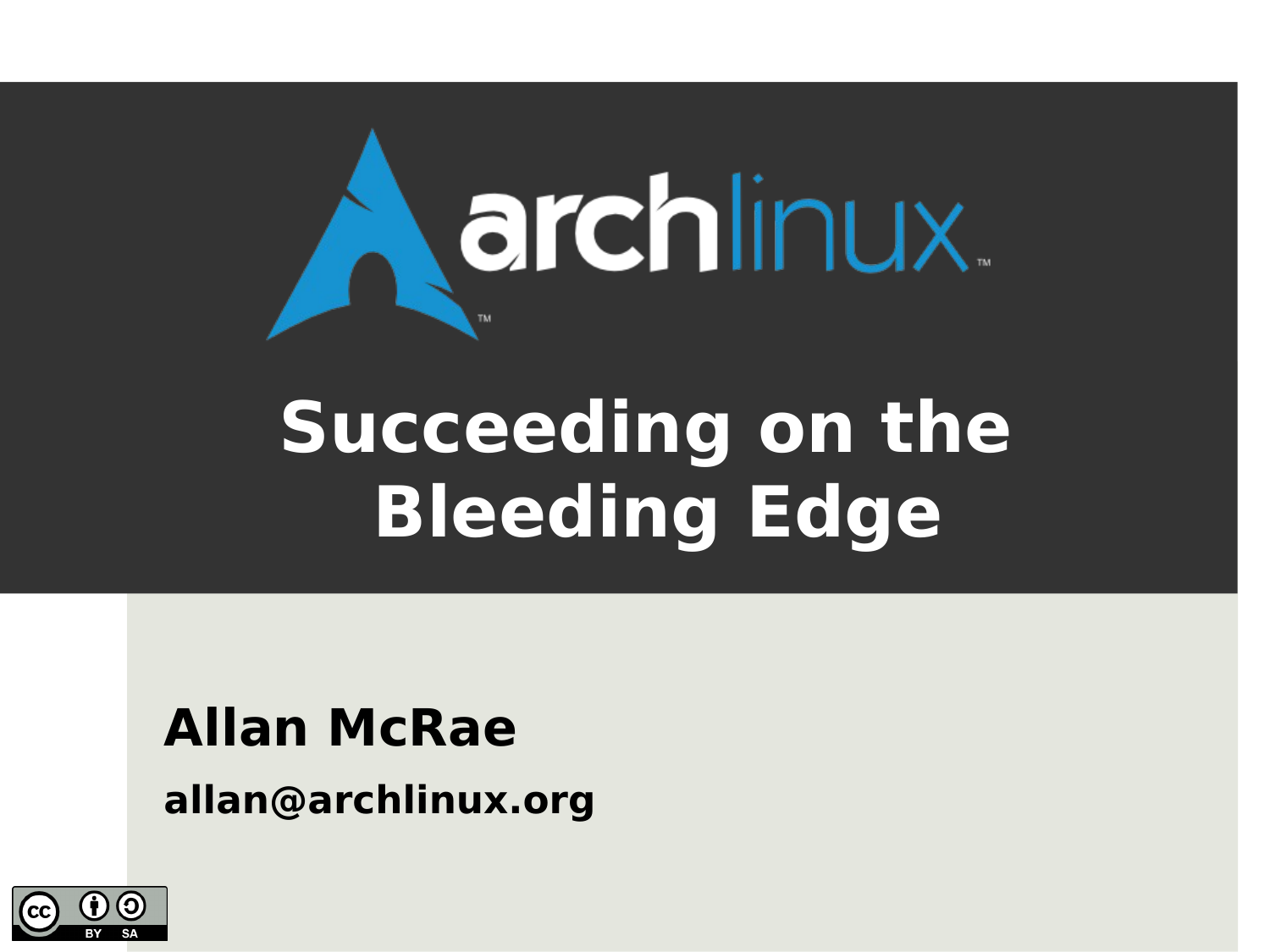# Succeeding on the Bleeding Edge

**Allan McRae**

**allan@archlinux.org**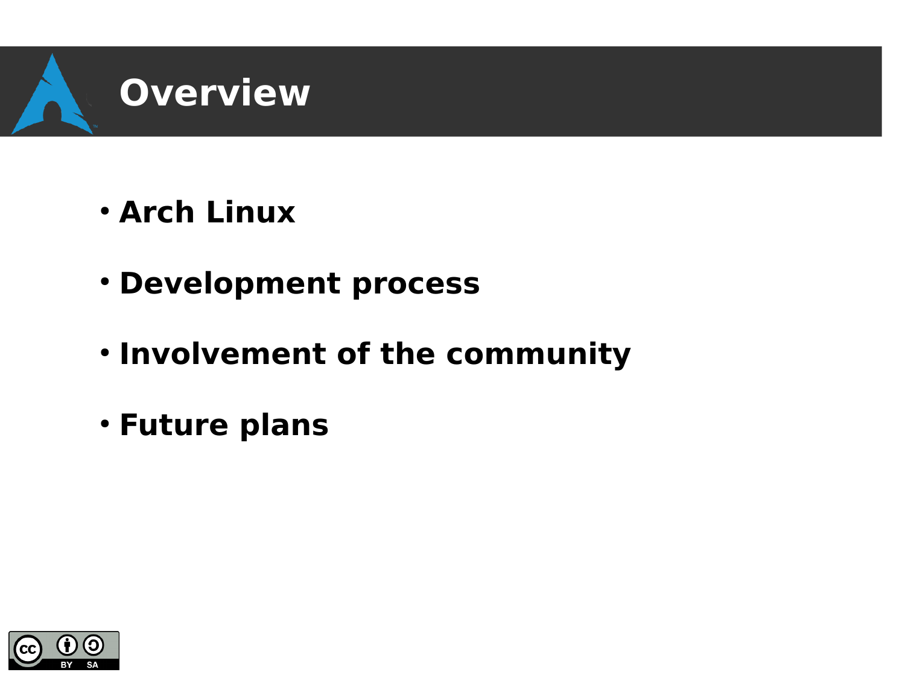# Overview

- **Arch Linux**
- **Development process**
- **Involvement of the community**
- **Future plans**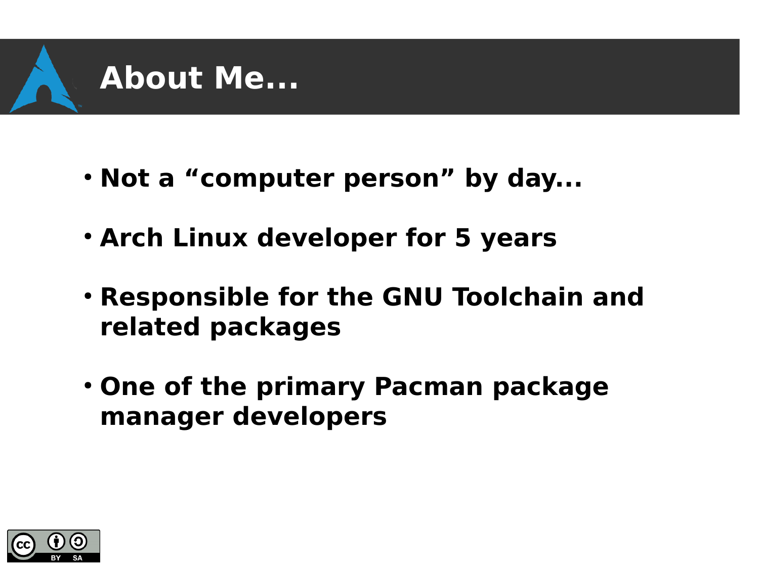# About Me...

- **Not a “computer person” by day...**
- **Arch Linux developer for 5 years**
- **Responsible for the GNU Toolchain and related packages**
- **One of the primary Pacman package manager developers**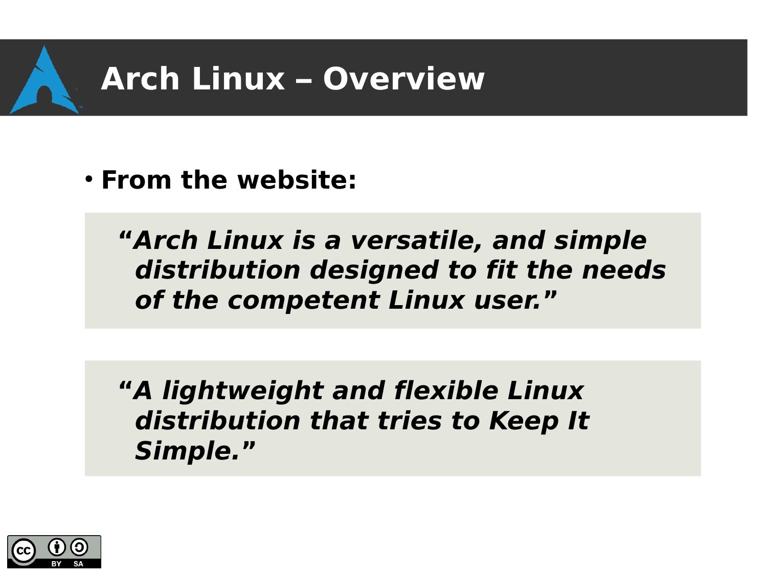# Arch Linux – Overview

- **From the website:**

> ***"Arch Linux is a versatile, and simple distribution designed to fit the needs of the competent Linux user."***

> ***"A lightweight and flexible Linux distribution that tries to Keep It Simple."***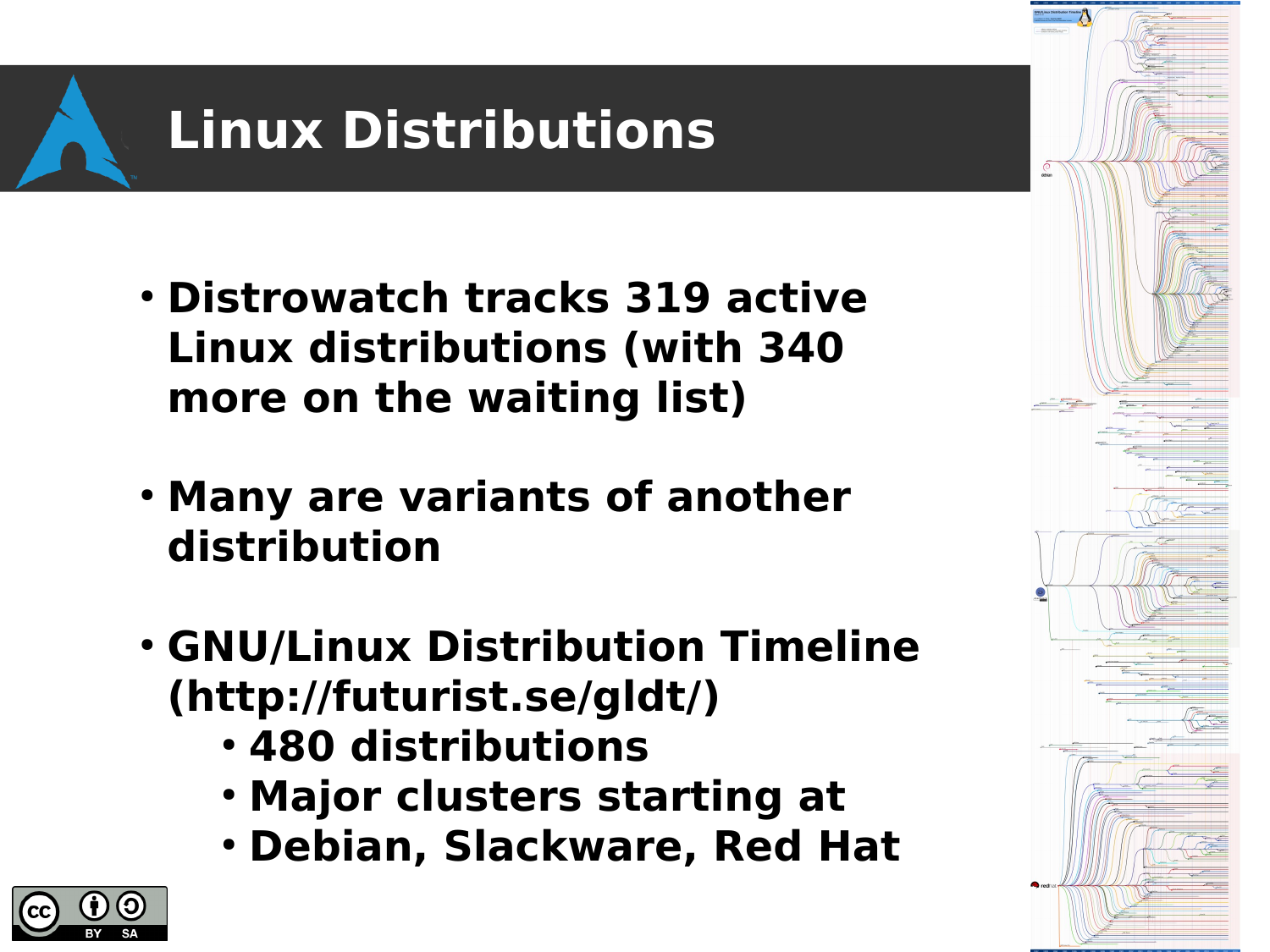# Linux Distributions

- Distrowatch tracks 319 active Linux distributions (with 340 more on the waiting list)
- Many are variants of another distribution
- GNU/Linux Distribution Timeline (http://futurist.se/gldt/)
  - 480 distributions
  - Major clusters starting at
  - Debian, Slackware, Red Hat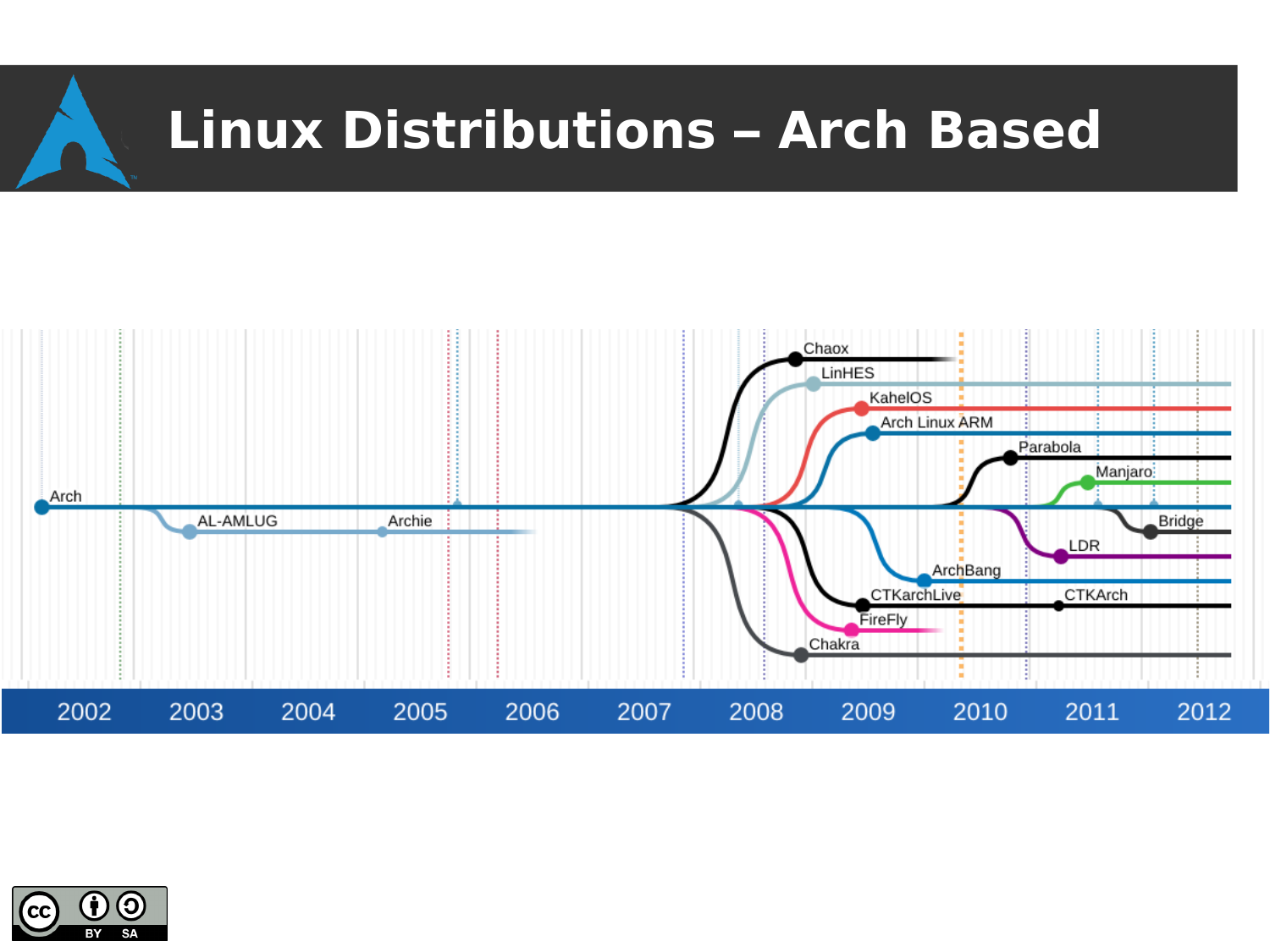# Linux Distributions – Arch Based

Arch

AL-AMLUG

Archie

Chaox

LinHES

KahelOS

Arch Linux ARM

Parabola

Manjaro

Bridge

LDR

ArchBang

CTKarchLive

CTKArch

FireFly

Chakra

2002 2003 2004 2005 2006 2007 2008 2009 2010 2011 2012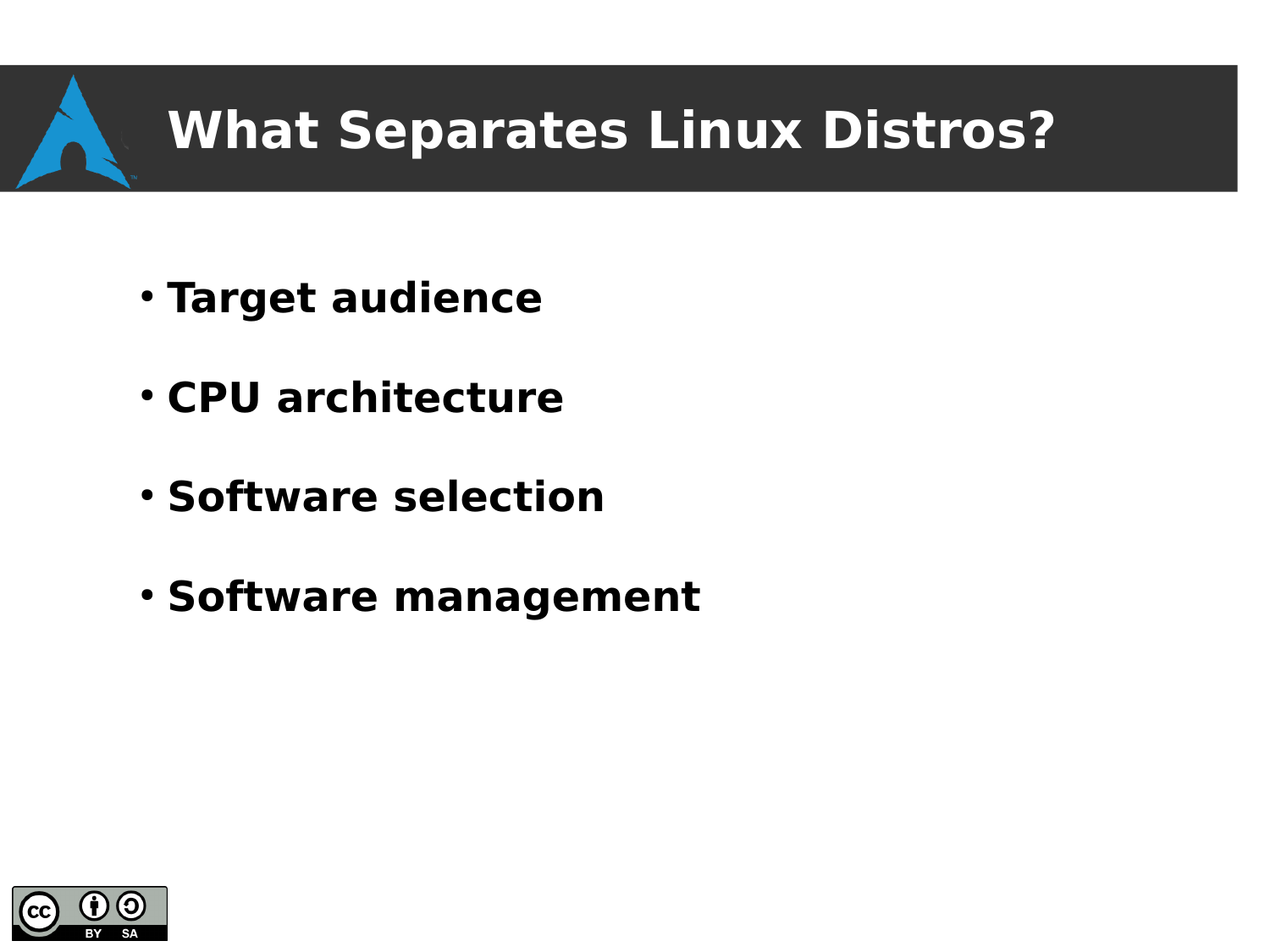# What Separates Linux Distros?

- **Target audience**
- **CPU architecture**
- **Software selection**
- **Software management**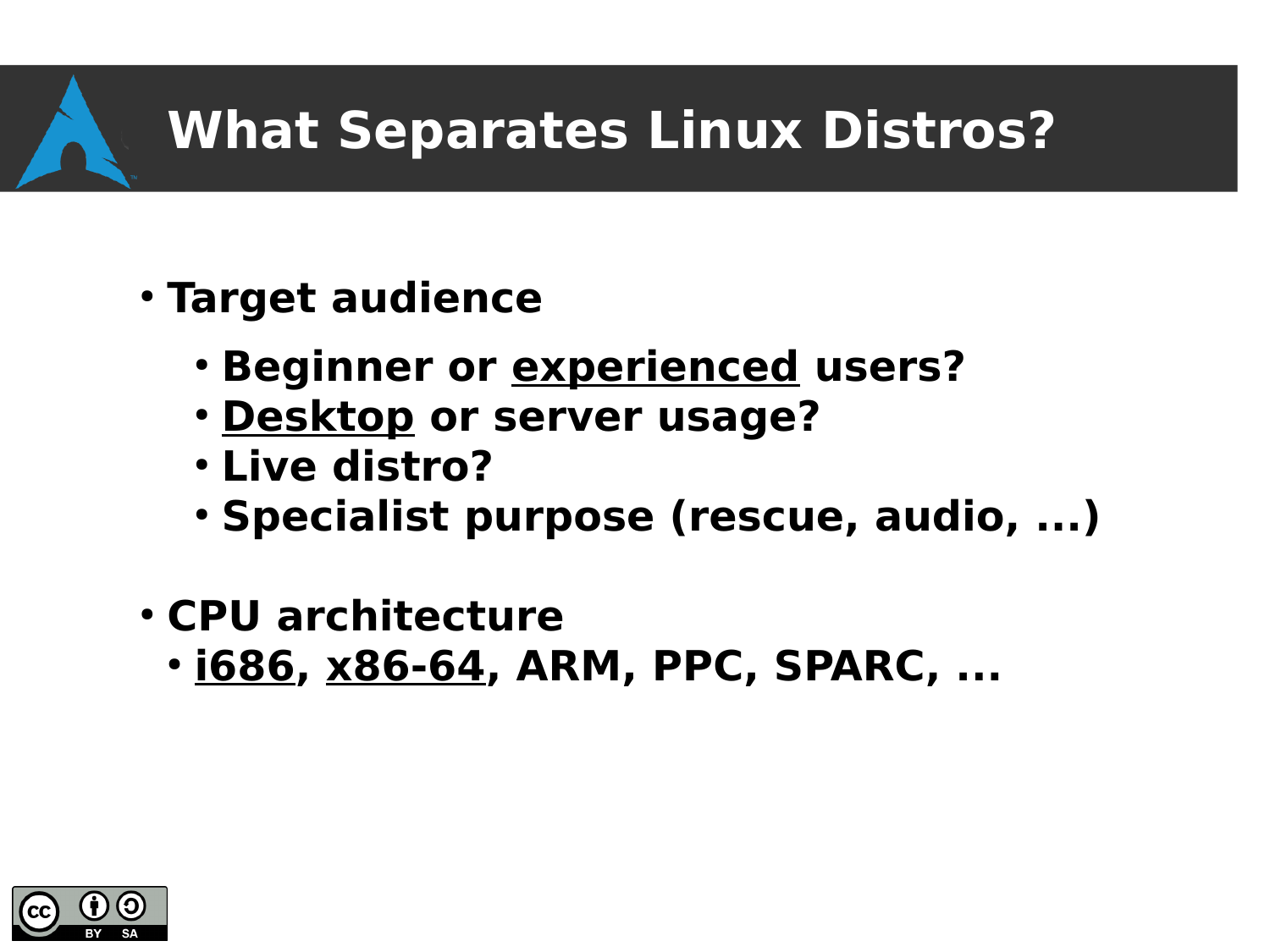# What Separates Linux Distros?

- **Target audience**
  - **Beginner or <u>experienced</u> users?**
  - **<u>Desktop</u> or server usage?**
  - **Live distro?**
  - **Specialist purpose (rescue, audio, ...)**

- **CPU architecture**
  - **<u>i686</u>, <u>x86-64</u>, ARM, PPC, SPARC, ...**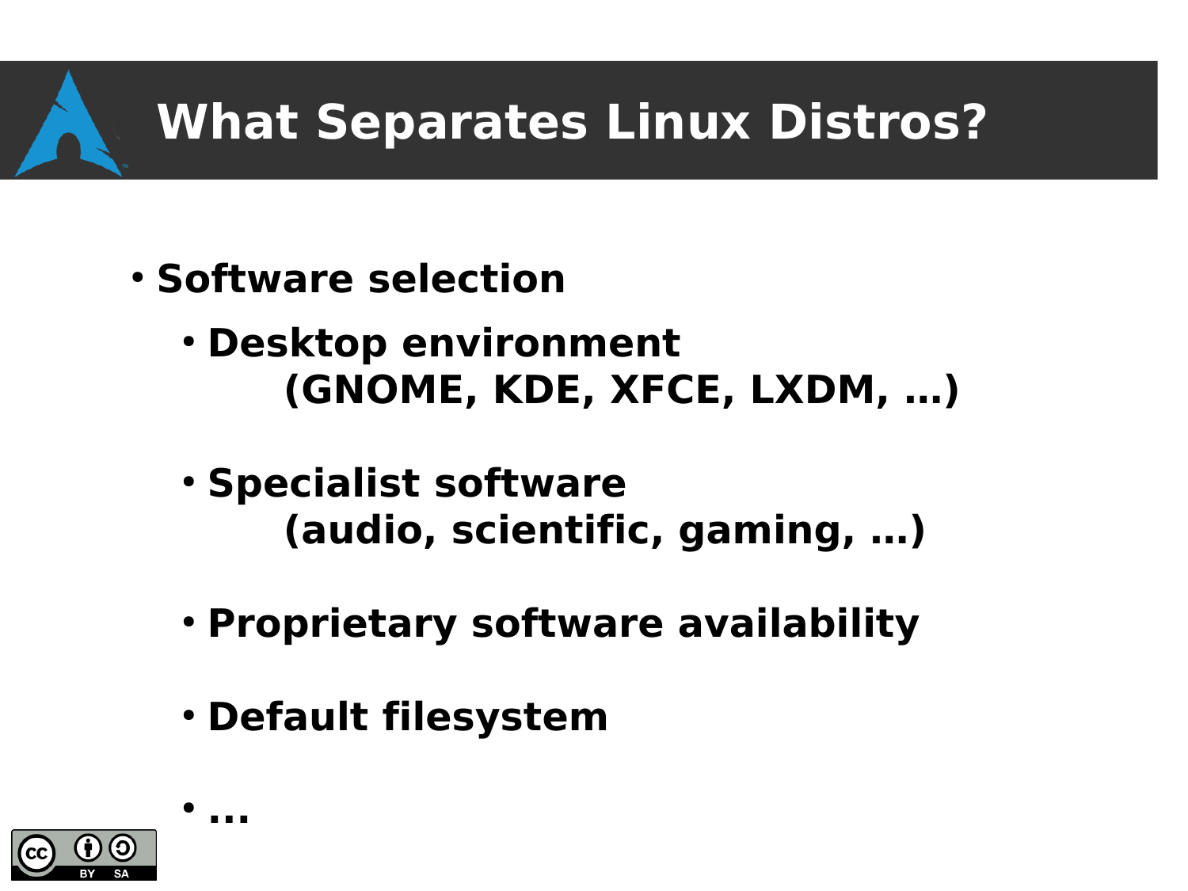# What Separates Linux Distros?

- **Software selection**
  - **Desktop environment (GNOME, KDE, XFCE, LXDM, …)**
  - **Specialist software (audio, scientific, gaming, …)**
  - **Proprietary software availability**
  - **Default filesystem**
  - **…**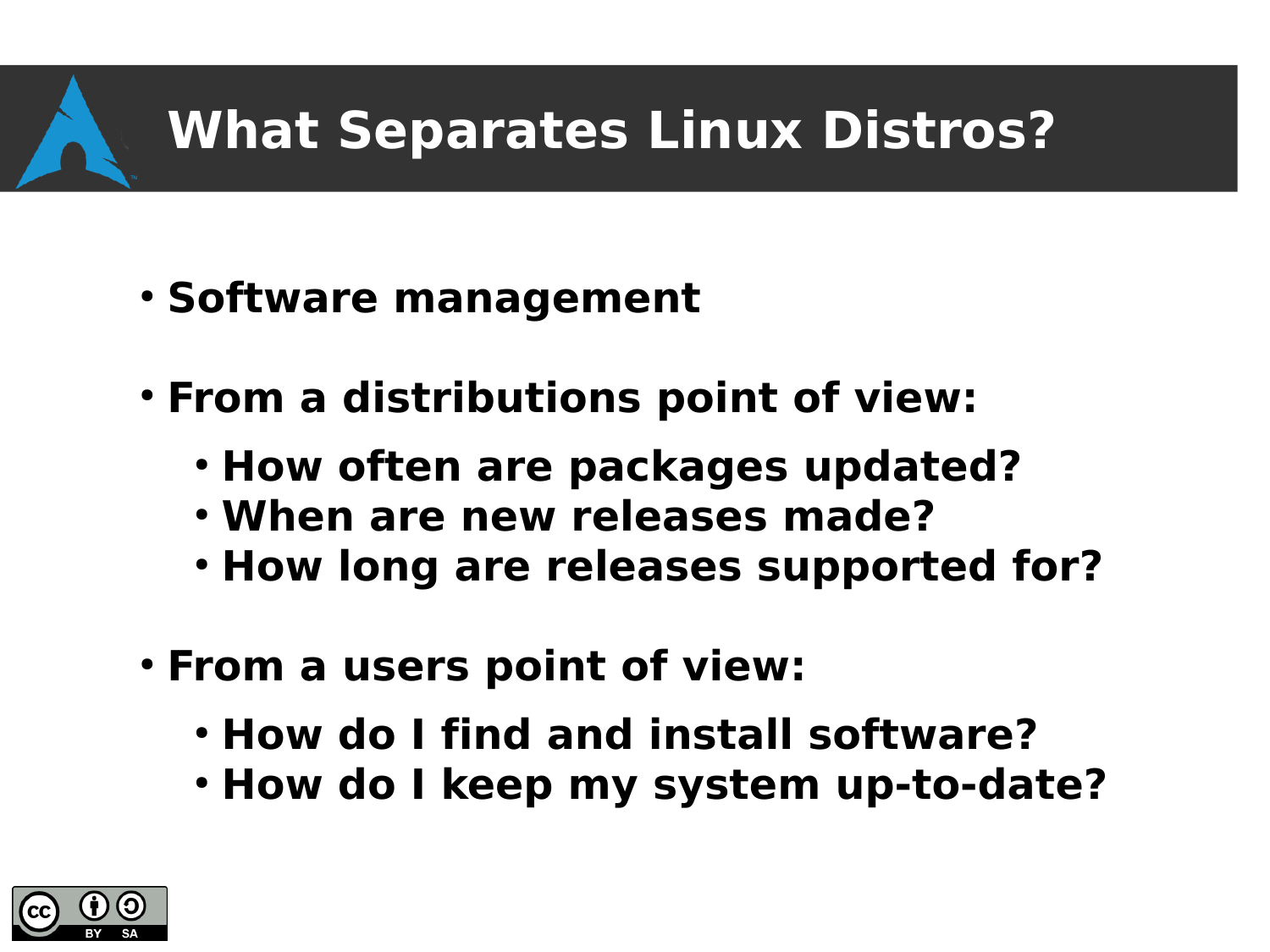# What Separates Linux Distros?

- **Software management**
- **From a distributions point of view:**
  - **How often are packages updated?**
  - **When are new releases made?**
  - **How long are releases supported for?**
- **From a users point of view:**
  - **How do I find and install software?**
  - **How do I keep my system up-to-date?**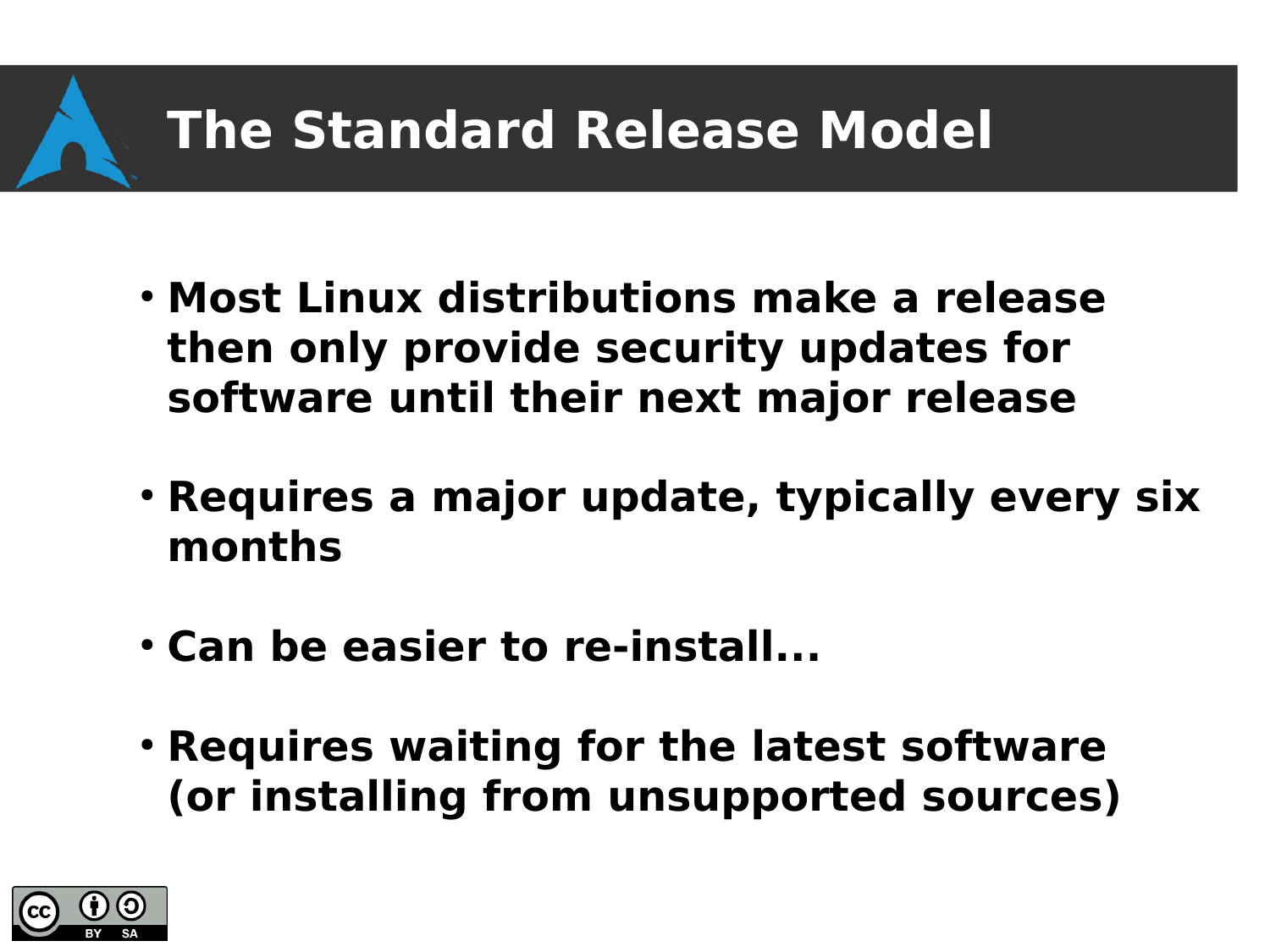# The Standard Release Model

- Most Linux distributions make a release then only provide security updates for software until their next major release
- Requires a major update, typically every six months
- Can be easier to re-install...
- Requires waiting for the latest software (or installing from unsupported sources)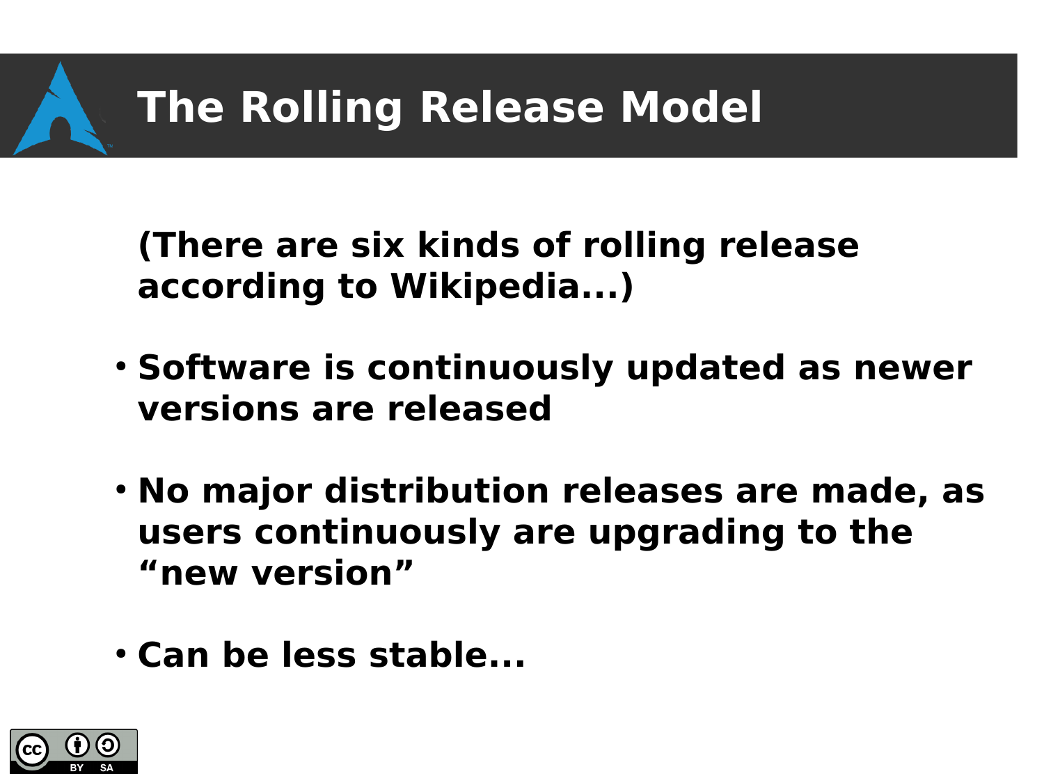# The Rolling Release Model

**(There are six kinds of rolling release according to Wikipedia...)**

- **Software is continuously updated as newer versions are released**
- **No major distribution releases are made, as users continuously are upgrading to the "new version"**
- **Can be less stable...**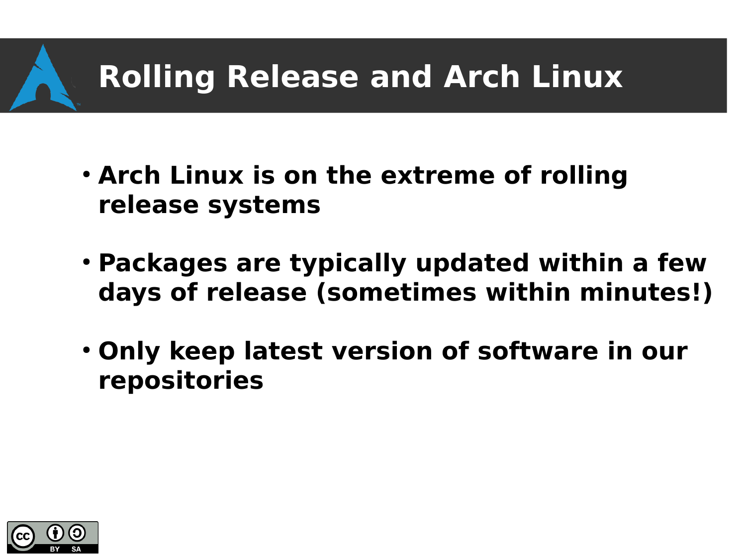# Rolling Release and Arch Linux

- Arch Linux is on the extreme of rolling release systems
- Packages are typically updated within a few days of release (sometimes within minutes!)
- Only keep latest version of software in our repositories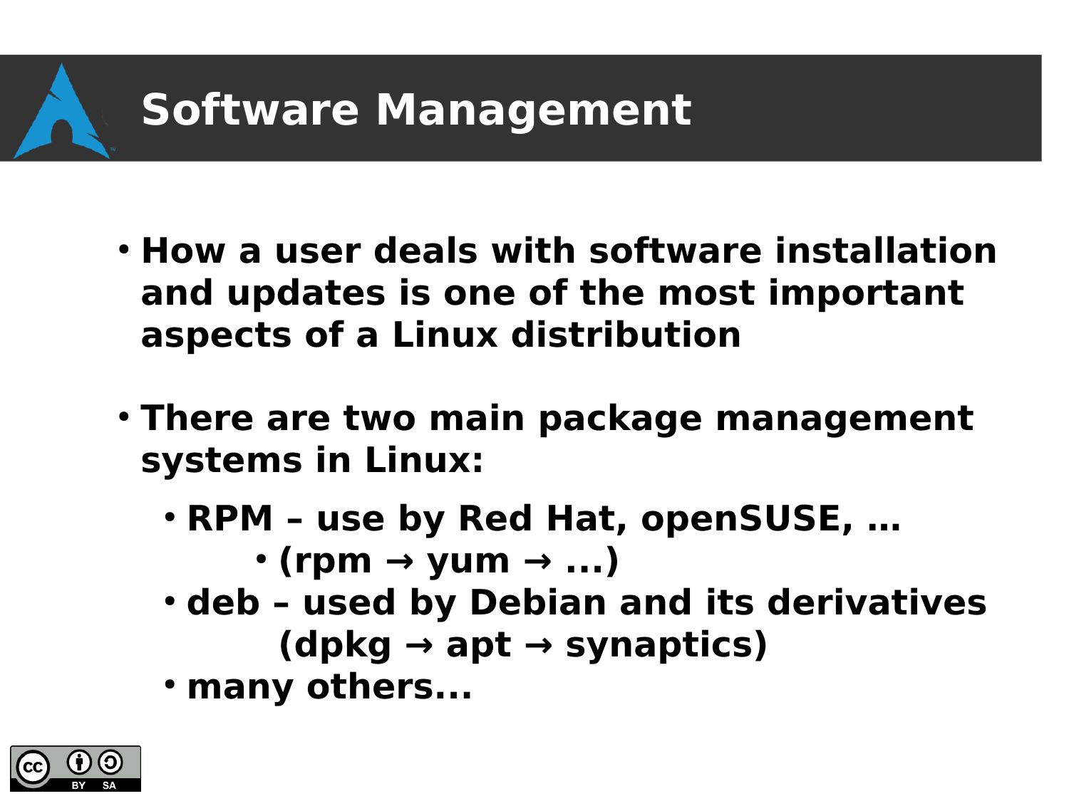# Software Management

- How a user deals with software installation and updates is one of the most important aspects of a Linux distribution
- There are two main package management systems in Linux:
  - RPM – use by Red Hat, openSUSE, …
    - (rpm → yum → ...)
  - deb – used by Debian and its derivatives (dpkg → apt → synaptics)
  - many others...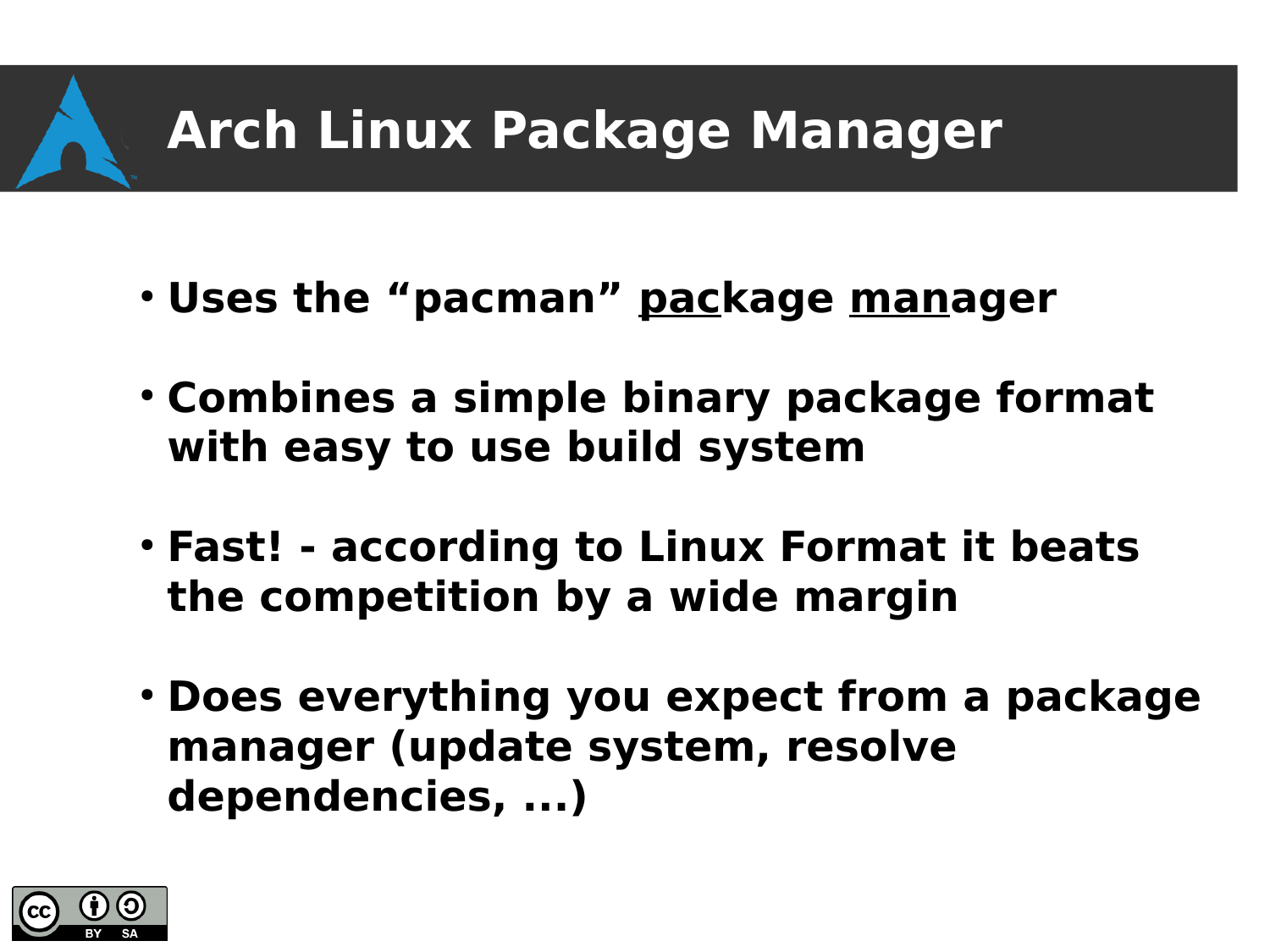# Arch Linux Package Manager

- **Uses the "pacman" <u>pac</u>kage <u>man</u>ager**
- **Combines a simple binary package format with easy to use build system**
- **Fast! - according to Linux Format it beats the competition by a wide margin**
- **Does everything you expect from a package manager (update system, resolve dependencies, ...)**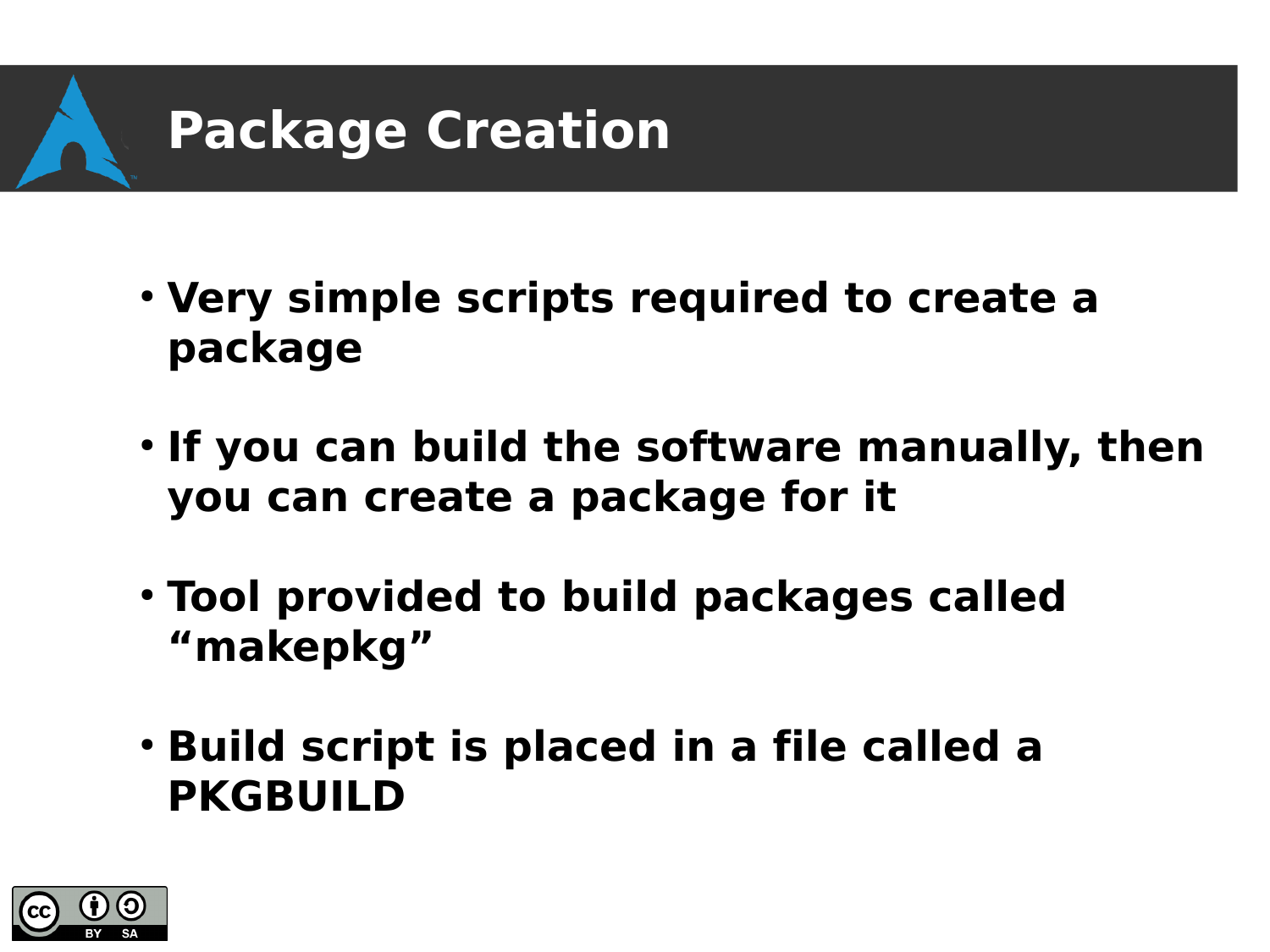# Package Creation

- **Very simple scripts required to create a package**
- **If you can build the software manually, then you can create a package for it**
- **Tool provided to build packages called "makepkg"**
- **Build script is placed in a file called a PKGBUILD**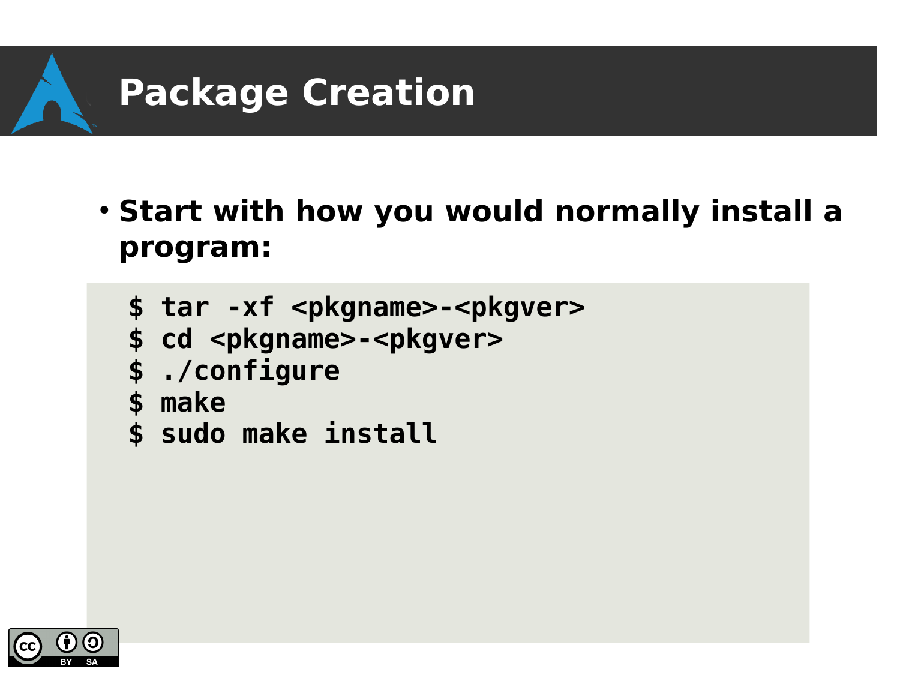# Package Creation

- **Start with how you would normally install a program:**

```
$ tar -xf <pkgname>-<pkgver>
$ cd <pkgname>-<pkgver>
$ ./configure
$ make
$ sudo make install
```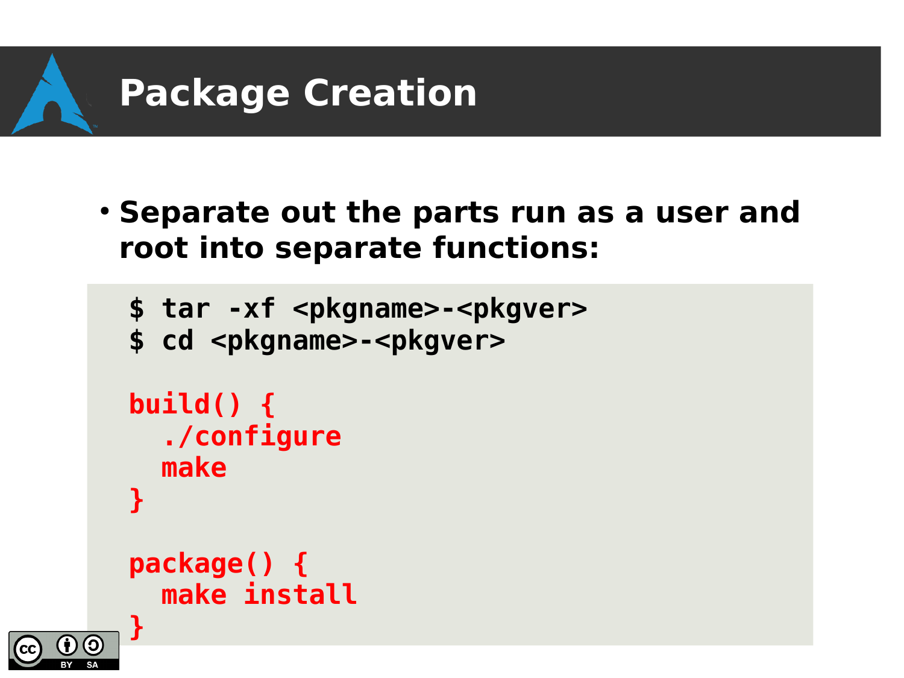# Package Creation

- **Separate out the parts run as a user and root into separate functions:**

```
$ tar -xf <pkgname>-<pkgver>
$ cd <pkgname>-<pkgver>

build() {
  ./configure
  make
}

package() {
  make install
}
```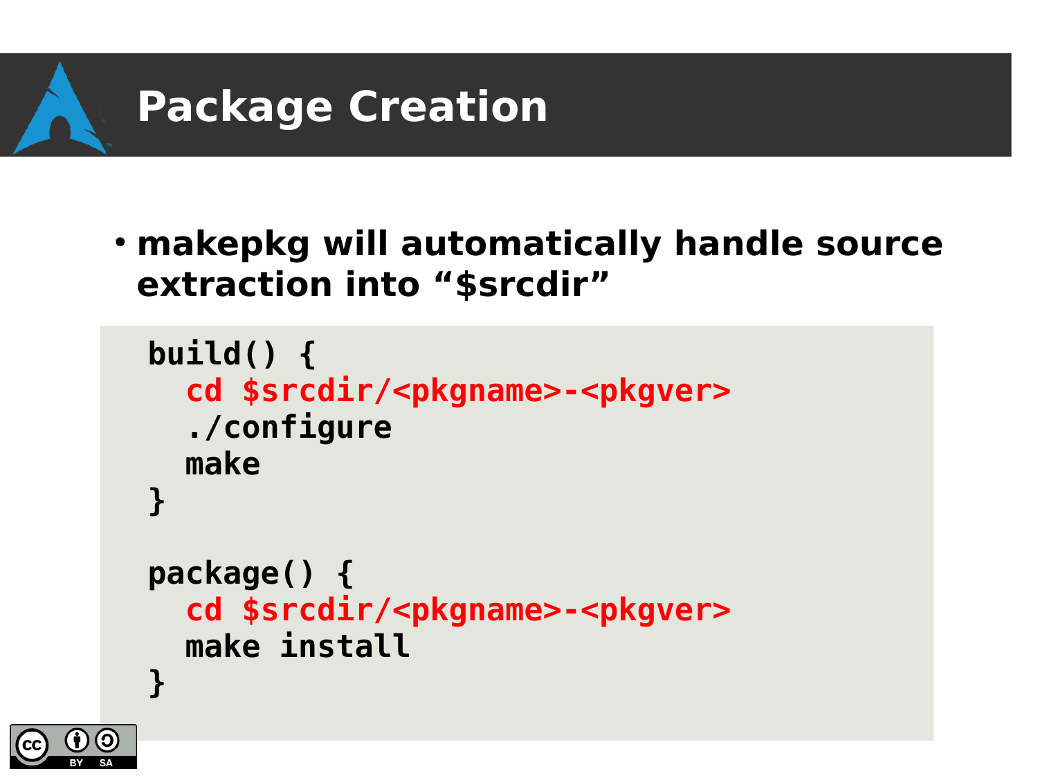# Package Creation

- **makepkg will automatically handle source extraction into "$srcdir"**

```
build() {
  cd $srcdir/<pkgname>-<pkgver>
  ./configure
  make
}

package() {
  cd $srcdir/<pkgname>-<pkgver>
  make install
}
```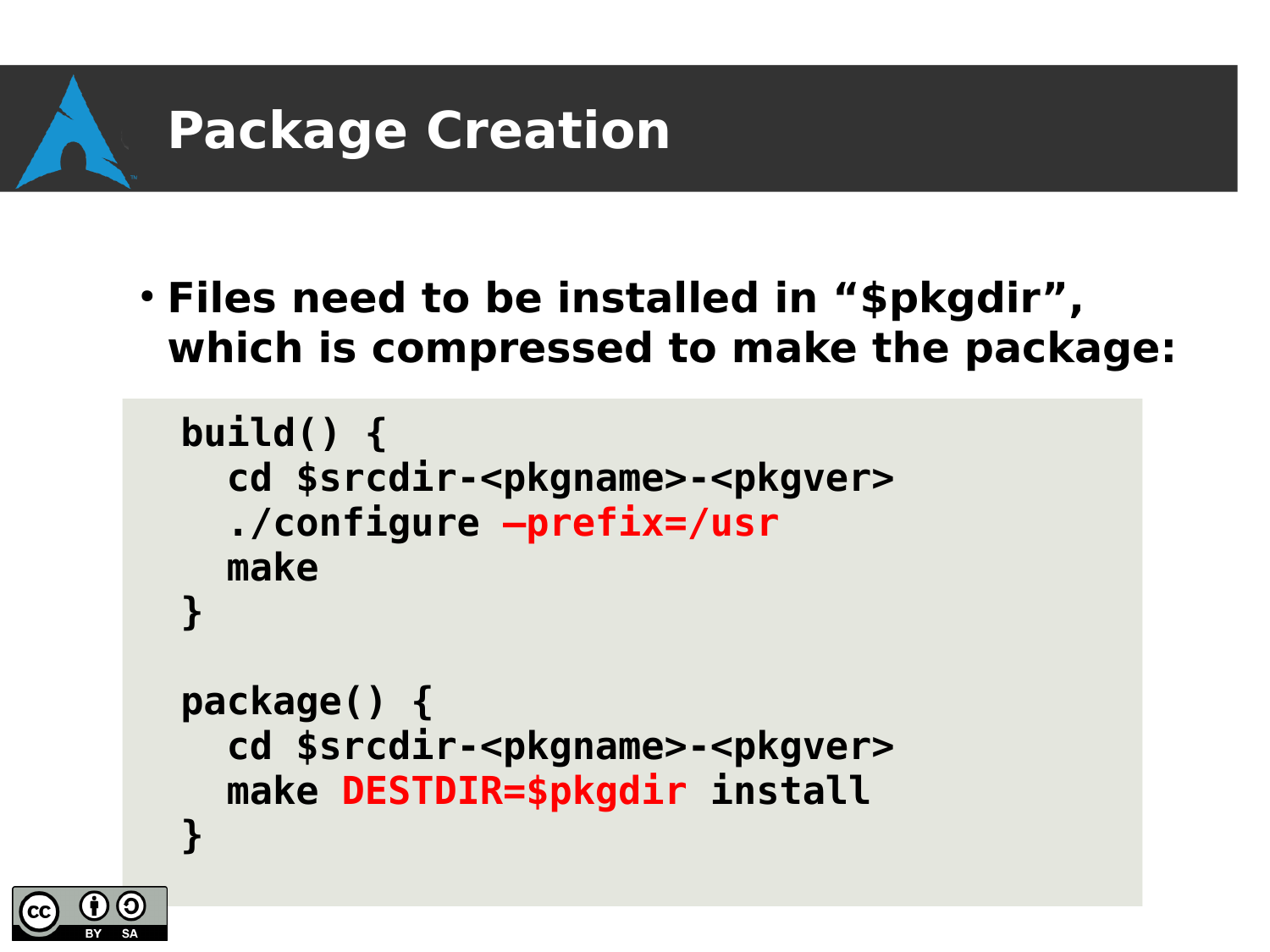# Package Creation

- **Files need to be installed in “$pkgdir”, which is compressed to make the package:**

```
build() {
  cd $srcdir-<pkgname>-<pkgver>
  ./configure –prefix=/usr
  make
}

package() {
  cd $srcdir-<pkgname>-<pkgver>
  make DESTDIR=$pkgdir install
}
```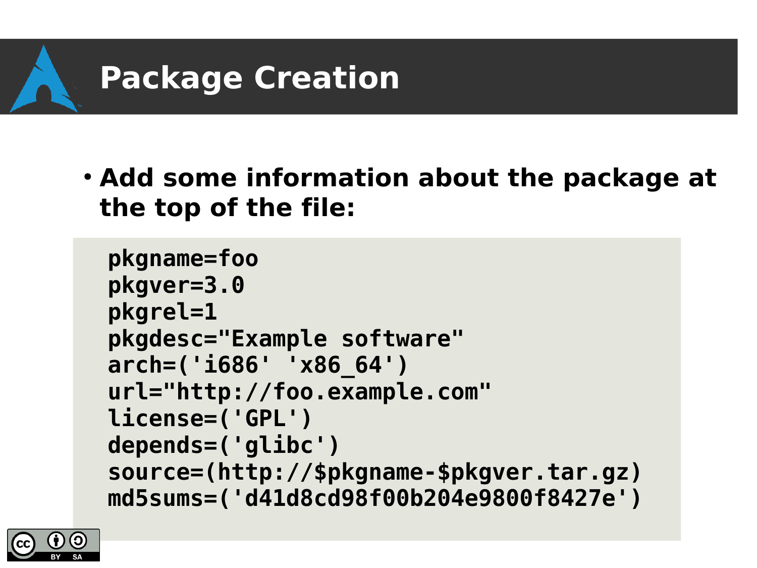# Package Creation

- **Add some information about the package at the top of the file:**

```
pkgname=foo
pkgver=3.0
pkgrel=1
pkgdesc="Example software"
arch=('i686' 'x86_64')
url="http://foo.example.com"
license=('GPL')
depends=('glibc')
source=(http://$pkgname-$pkgver.tar.gz)
md5sums=('d41d8cd98f00b204e9800f8427e')
```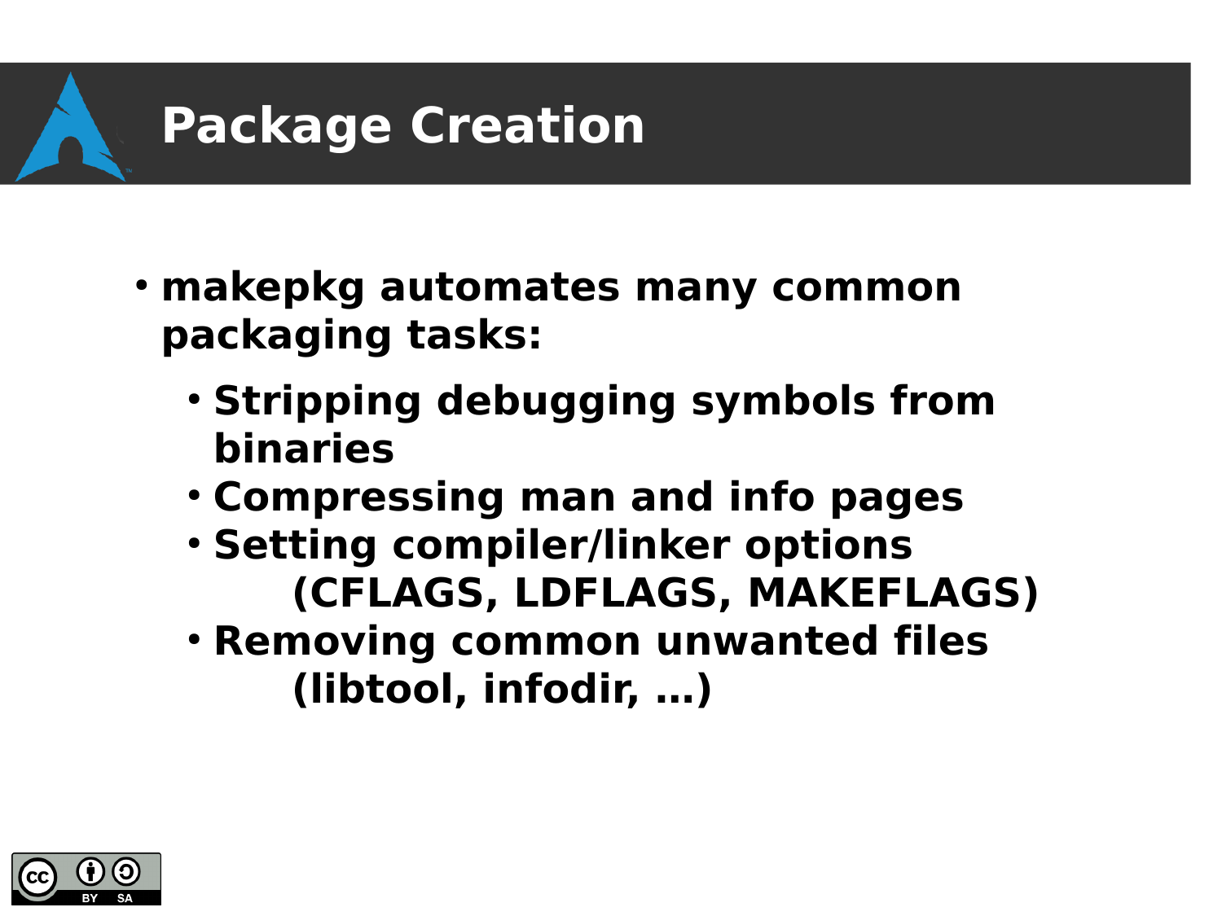# Package Creation

- makepkg automates many common packaging tasks:
  - Stripping debugging symbols from binaries
  - Compressing man and info pages
  - Setting compiler/linker options (CFLAGS, LDFLAGS, MAKEFLAGS)
  - Removing common unwanted files (libtool, infodir, ...)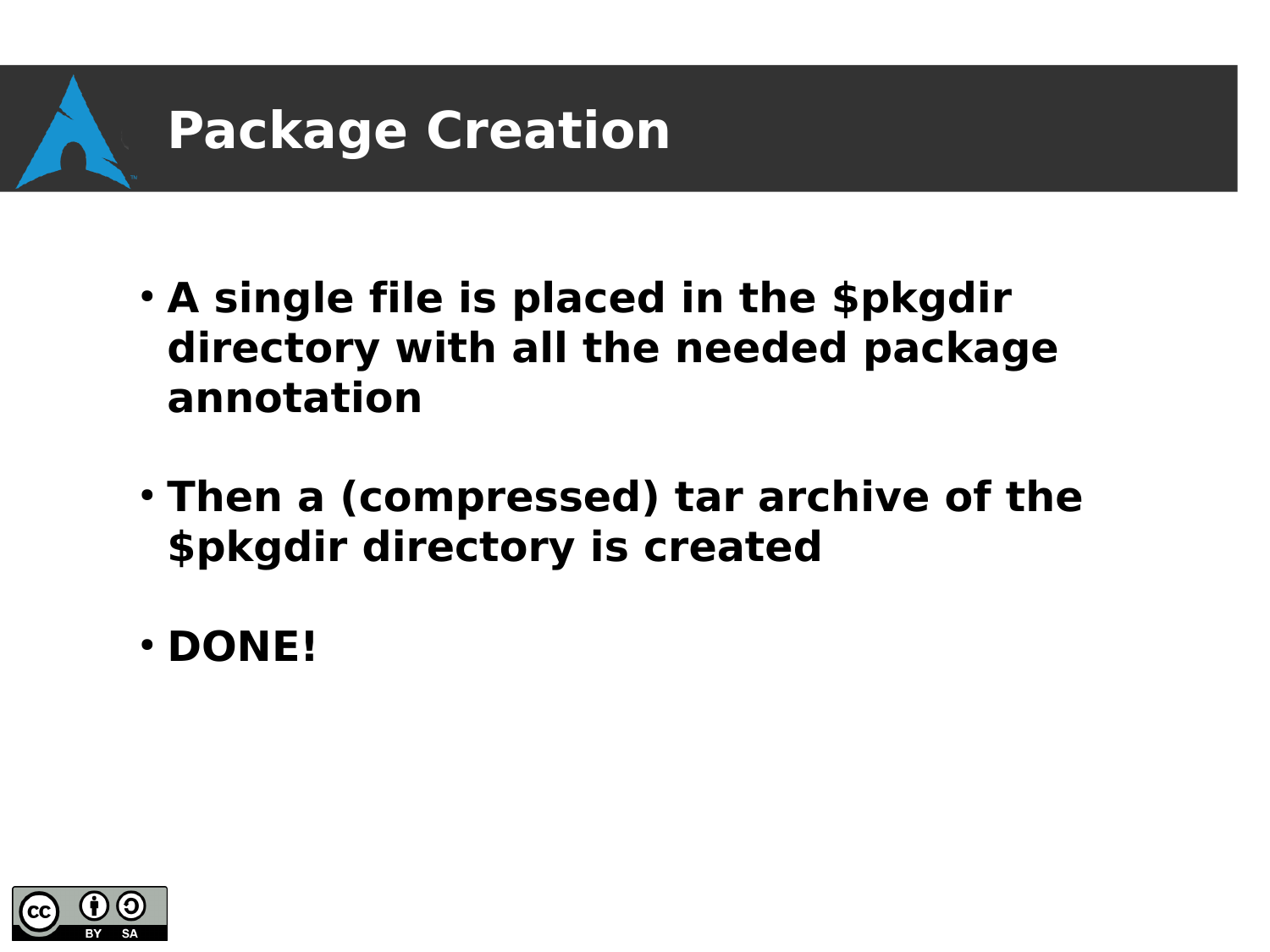# Package Creation

- **A single file is placed in the $pkgdir directory with all the needed package annotation**
- **Then a (compressed) tar archive of the $pkgdir directory is created**
- **DONE!**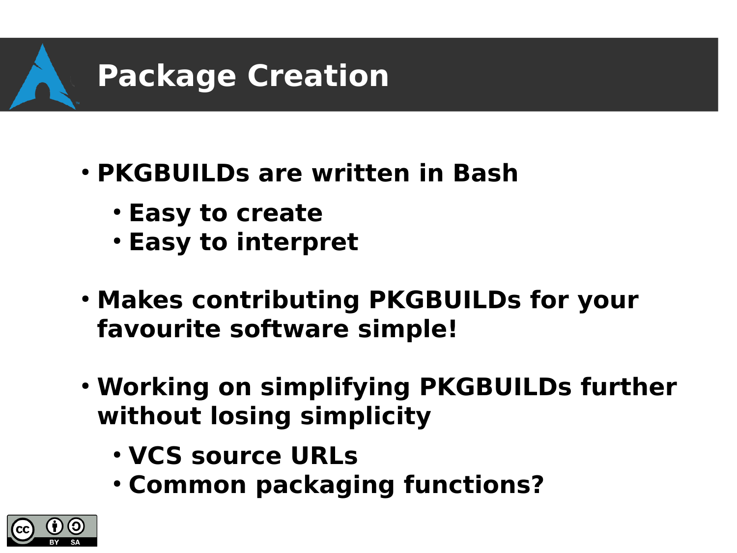# Package Creation

- PKGBUILDs are written in Bash
  - Easy to create
  - Easy to interpret
- Makes contributing PKGBUILDs for your favourite software simple!
- Working on simplifying PKGBUILDs further without losing simplicity
  - VCS source URLs
  - Common packaging functions?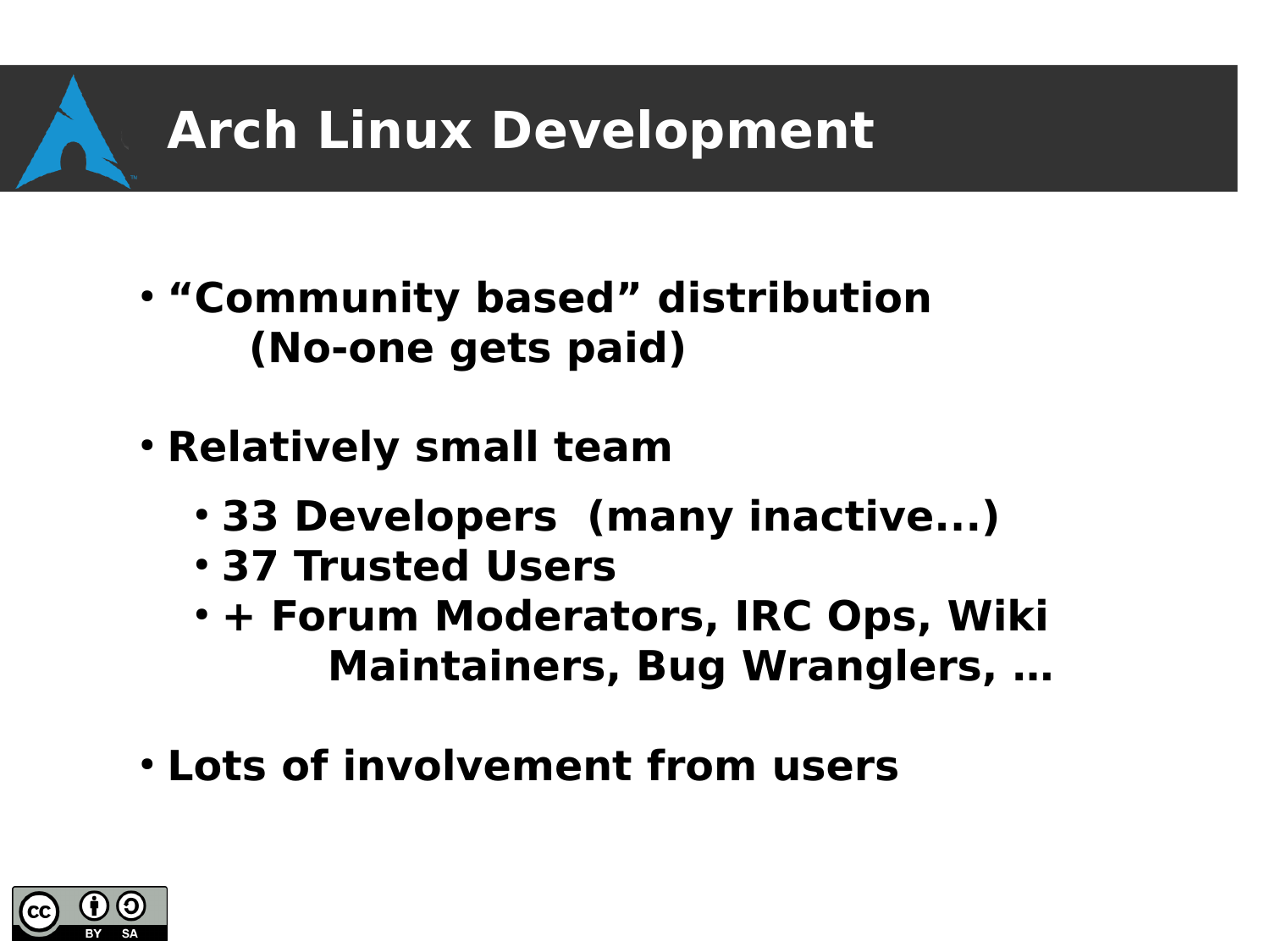# Arch Linux Development

- “Community based” distribution
  (No-one gets paid)

- Relatively small team
  - 33 Developers (many inactive...)
  - 37 Trusted Users
  - + Forum Moderators, IRC Ops, Wiki Maintainers, Bug Wranglers, …

- Lots of involvement from users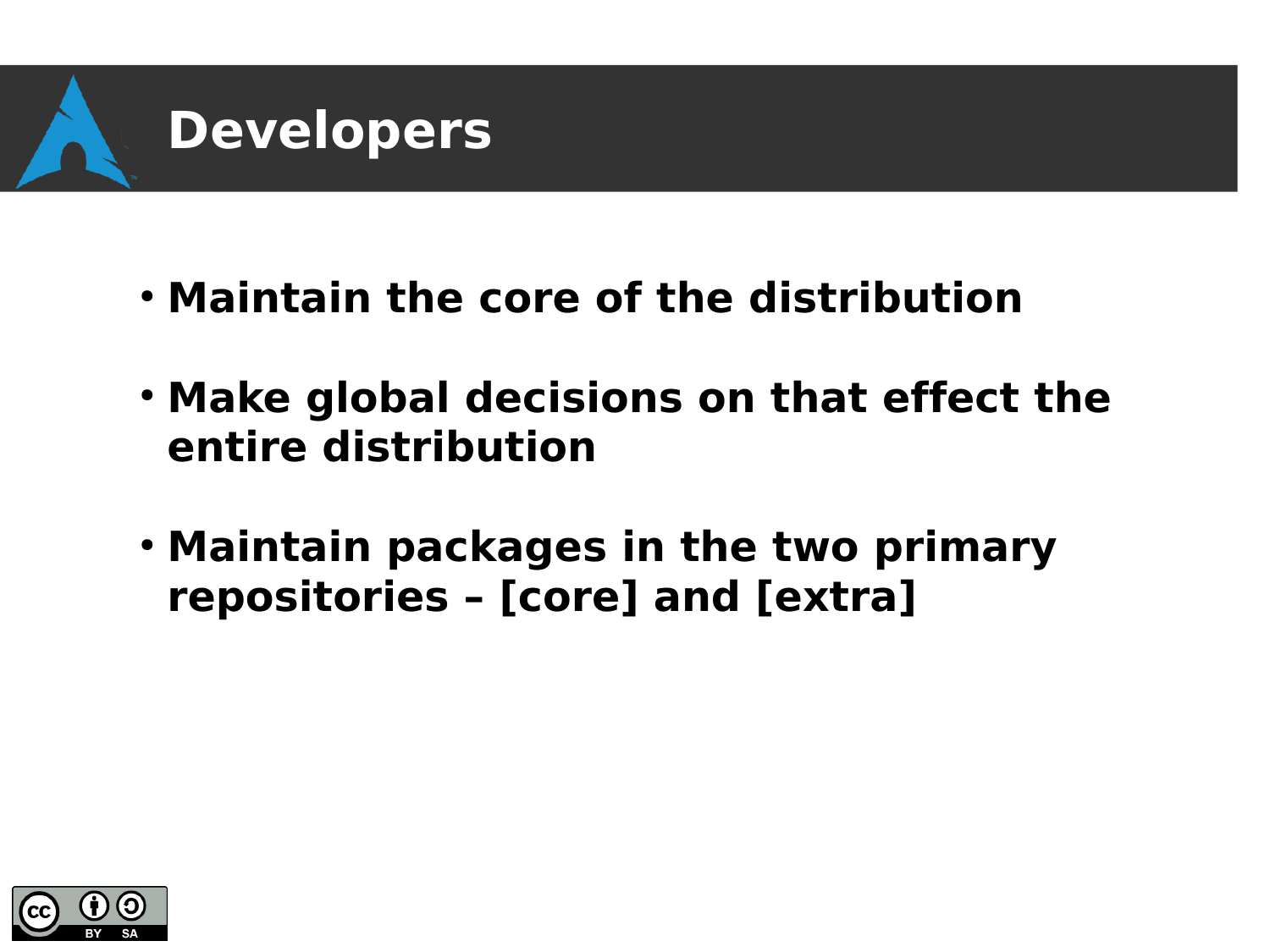# Developers

- **Maintain the core of the distribution**
- **Make global decisions on that effect the entire distribution**
- **Maintain packages in the two primary repositories – [core] and [extra]**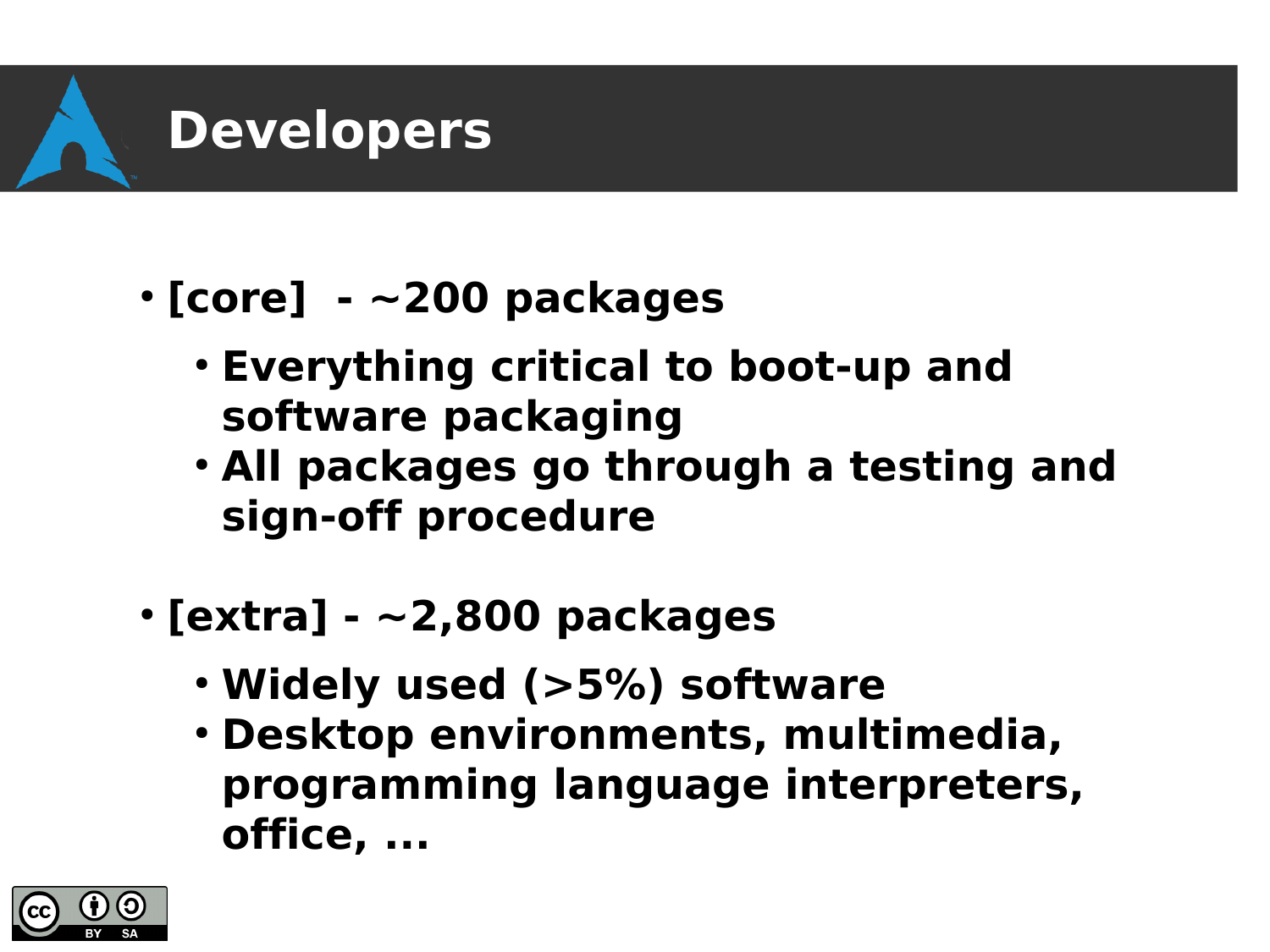# Developers

- [core] - ~200 packages
  - Everything critical to boot-up and software packaging
  - All packages go through a testing and sign-off procedure
- [extra] - ~2,800 packages
  - Widely used (>5%) software
  - Desktop environments, multimedia, programming language interpreters, office, ...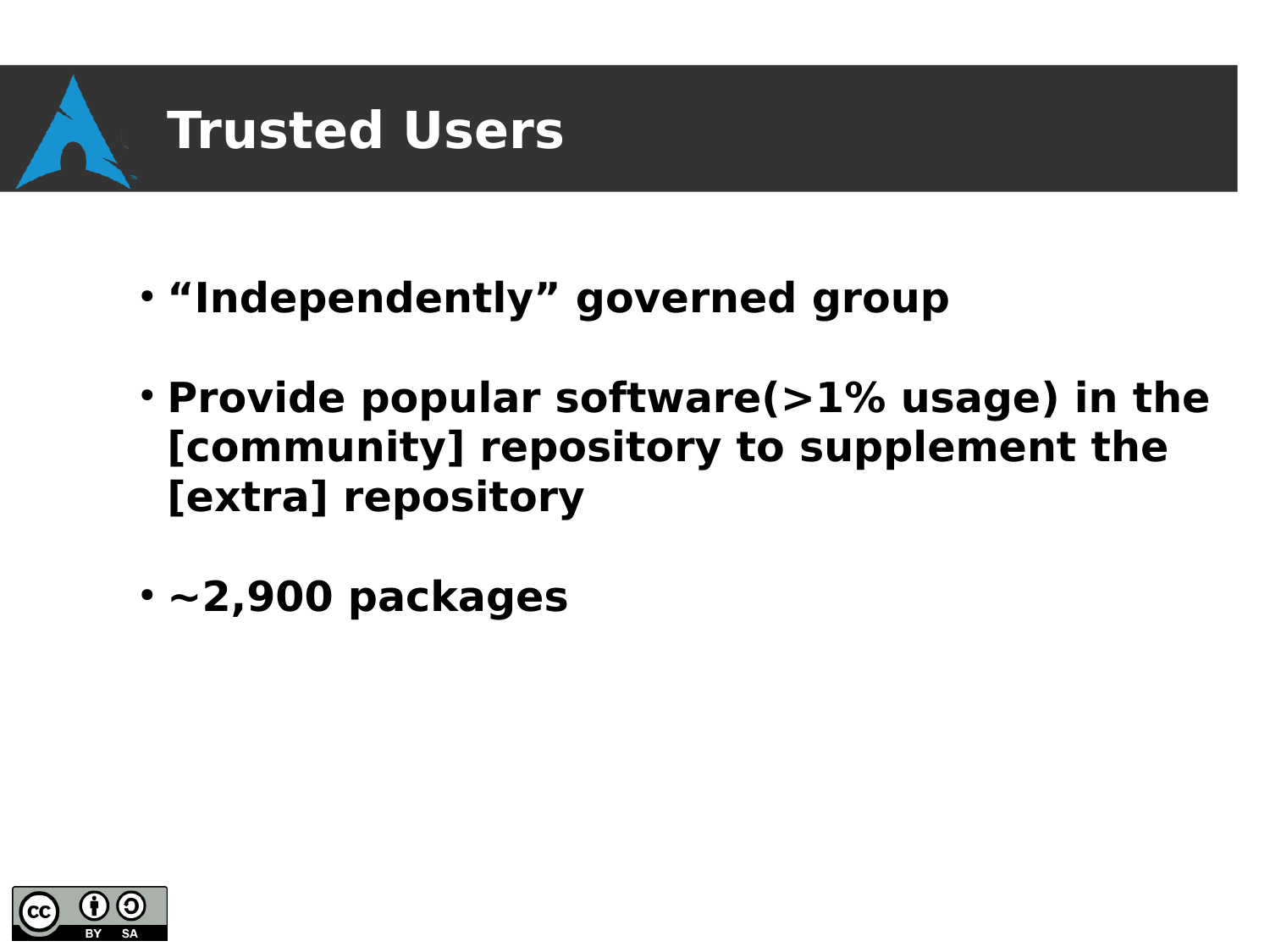# Trusted Users

- “Independently” governed group
- Provide popular software(>1% usage) in the [community] repository to supplement the [extra] repository
- ~2,900 packages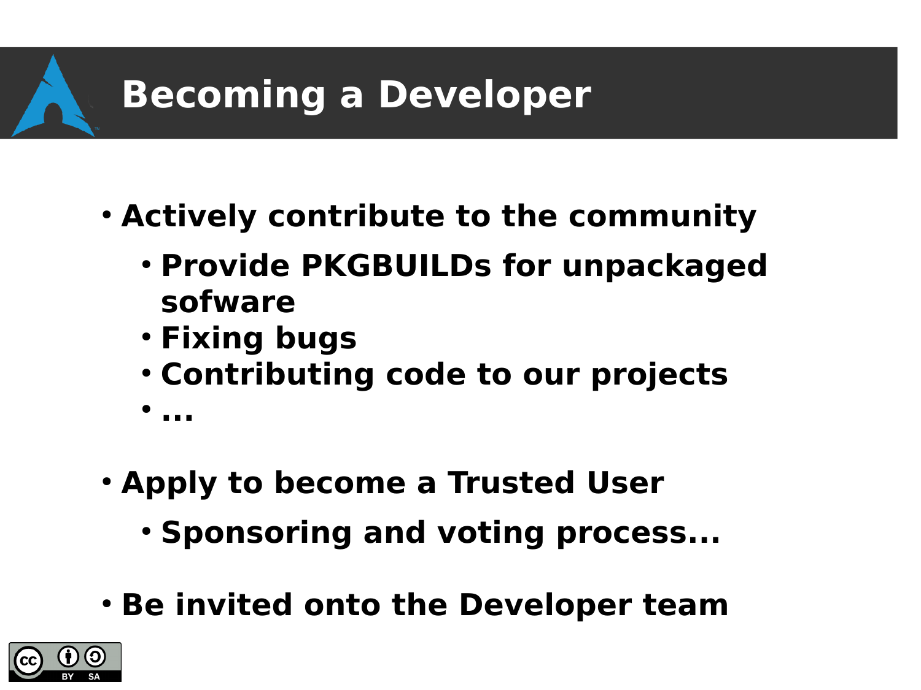# Becoming a Developer

- Actively contribute to the community
  - Provide PKGBUILDs for unpackaged sofware
  - Fixing bugs
  - Contributing code to our projects
  - ...
- Apply to become a Trusted User
  - Sponsoring and voting process...
- Be invited onto the Developer team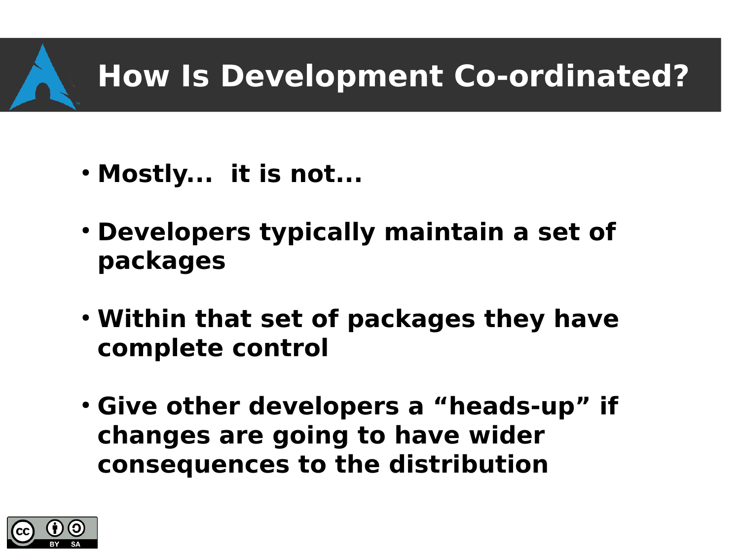# How Is Development Co-ordinated?

- **Mostly... it is not...**
- **Developers typically maintain a set of packages**
- **Within that set of packages they have complete control**
- **Give other developers a “heads-up” if changes are going to have wider consequences to the distribution**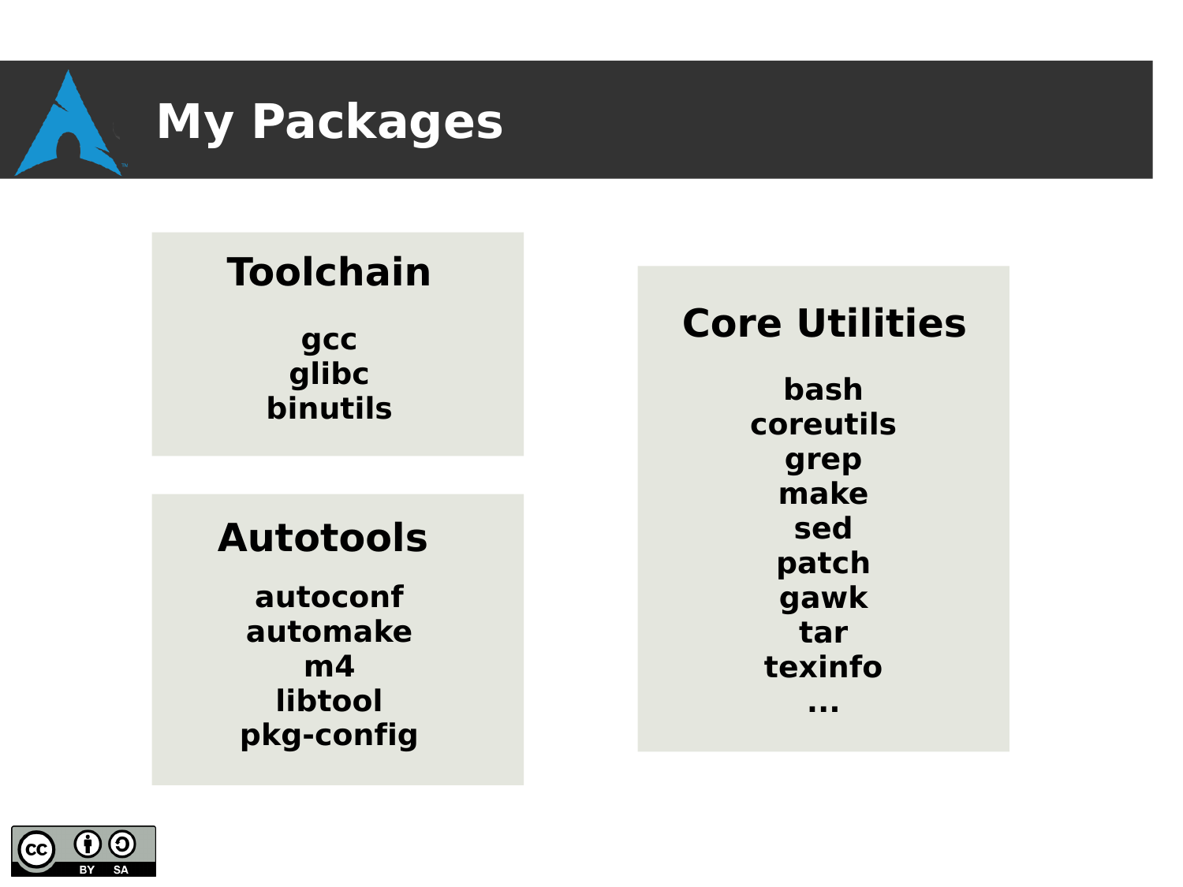# My Packages

## Toolchain

gcc
glibc
binutils

## Autotools

autoconf
automake
m4
libtool
pkg-config

## Core Utilities

bash
coreutils
grep
make
sed
patch
gawk
tar
texinfo
...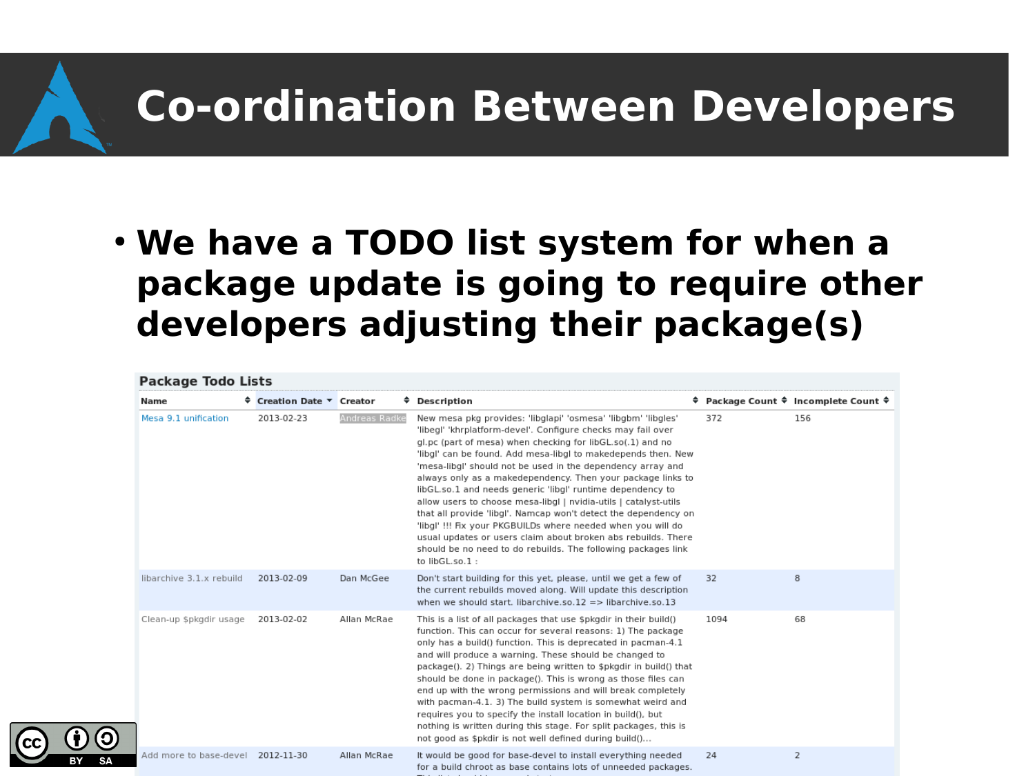# Co-ordination Between Developers

- **We have a TODO list system for when a package update is going to require other developers adjusting their package(s)**

**Package Todo Lists**

| Name | Creation Date | Creator | Description | Package Count | Incomplete Count |
|---|---|---|---|---|---|
| Mesa 9.1 unification | 2013-02-23 | Andreas Radke | New mesa pkg provides: 'libglapi' 'osmesa' 'libgbm' 'libgles' 'libegl' 'khrplatform-devel'. Configure checks may fail over gl.pc (part of mesa) when checking for libGL.so(.1) and no 'libgl' can be found. Add mesa-libgl to makedepends then. New 'mesa-libgl' should not be used in the dependency array and always only as a makedependency. Then your package links to libGL.so.1 and needs generic 'libgl' runtime dependency to allow users to choose mesa-libgl \| nvidia-utils \| catalyst-utils that all provide 'libgl'. Namcap won't detect the dependency on 'libgl' !!! Fix your PKGBUILDs where needed when you will do usual updates or users claim about broken abs rebuilds. There should be no need to do rebuilds. The following packages link to libGL.so.1 : | 372 | 156 |
| libarchive 3.1.x rebuild | 2013-02-09 | Dan McGee | Don't start building for this yet, please, until we get a few of the current rebuilds moved along. Will update this description when we should start. libarchive.so.12 => libarchive.so.13 | 32 | 8 |
| Clean-up $pkgdir usage | 2013-02-02 | Allan McRae | This is a list of all packages that use $pkgdir in their build() function. This can occur for several reasons: 1) The package only has a build() function. This is deprecated in pacman-4.1 and will produce a warning. These should be changed to package(). 2) Things are being written to $pkgdir in build() that should be done in package(). This is wrong as those files can end up with the wrong permissions and will break completely with pacman-4.1. 3) The build system is somewhat weird and requires you to specify the install location in build(), but nothing is written during this stage. For split packages, this is not good as $pkdir is not well defined during build()... | 1094 | 68 |
| Add more to base-devel | 2012-11-30 | Allan McRae | It would be good for base-devel to install everything needed for a build chroot as base contains lots of unneeded packages. | 24 | 2 |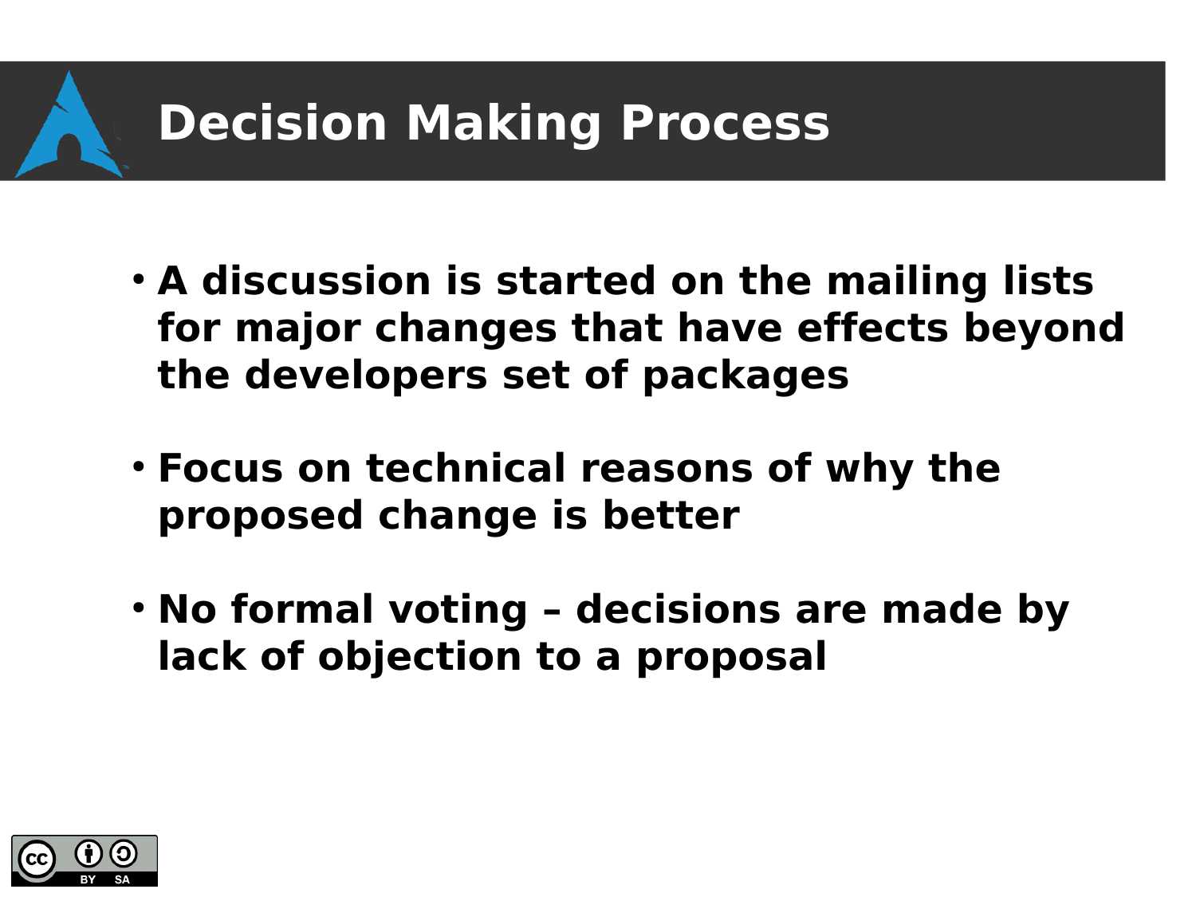# Decision Making Process

- A discussion is started on the mailing lists for major changes that have effects beyond the developers set of packages
- Focus on technical reasons of why the proposed change is better
- No formal voting – decisions are made by lack of objection to a proposal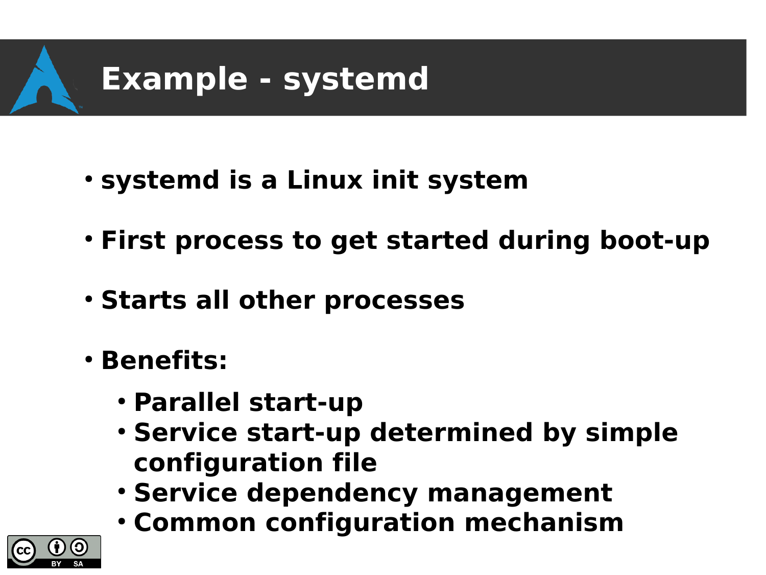# Example - systemd

- systemd is a Linux init system
- First process to get started during boot-up
- Starts all other processes
- Benefits:
  - Parallel start-up
  - Service start-up determined by simple configuration file
  - Service dependency management
  - Common configuration mechanism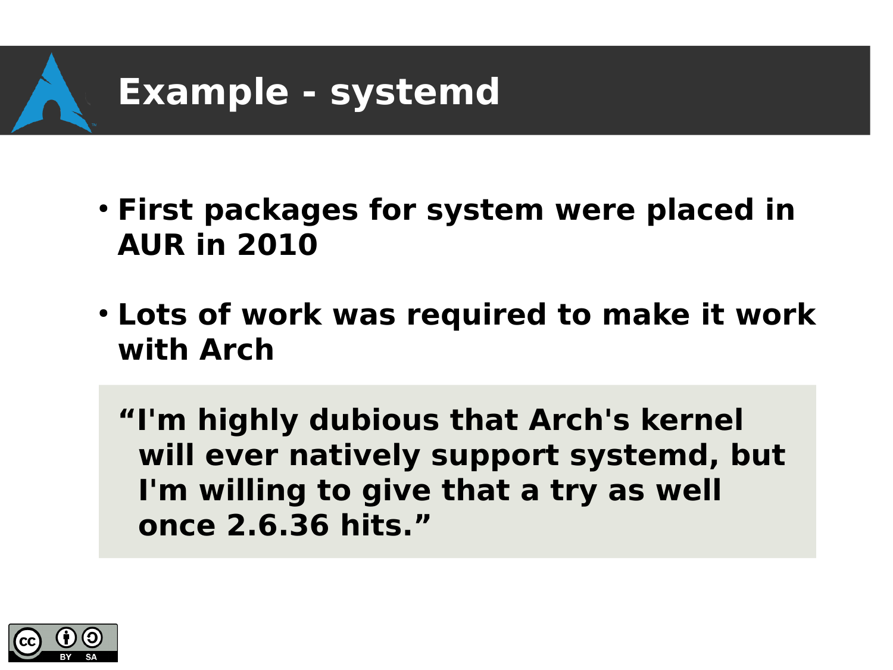# Example - systemd

- **First packages for system were placed in AUR in 2010**
- **Lots of work was required to make it work with Arch**

> **“I'm highly dubious that Arch's kernel will ever natively support systemd, but I'm willing to give that a try as well once 2.6.36 hits.”**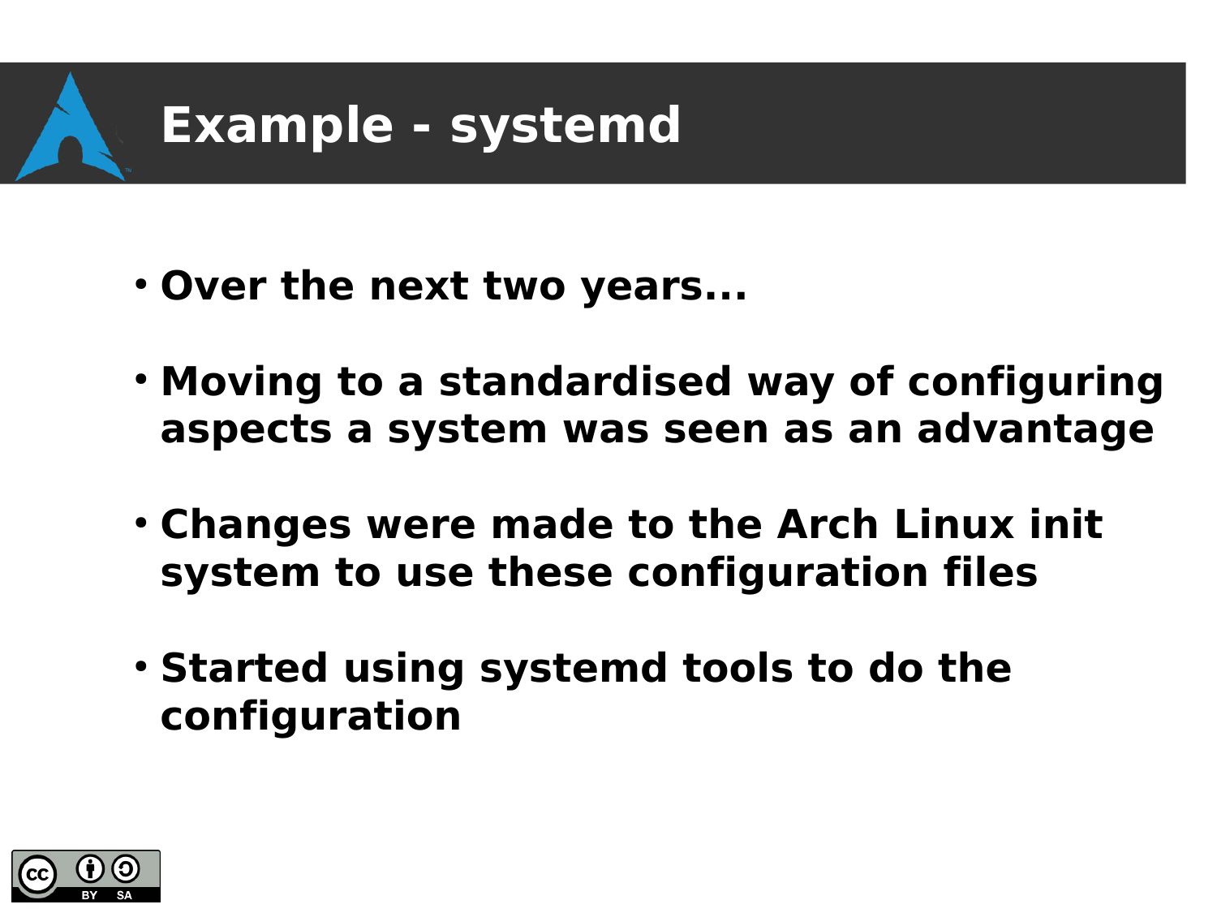# Example - systemd

- **Over the next two years...**
- **Moving to a standardised way of configuring aspects a system was seen as an advantage**
- **Changes were made to the Arch Linux init system to use these configuration files**
- **Started using systemd tools to do the configuration**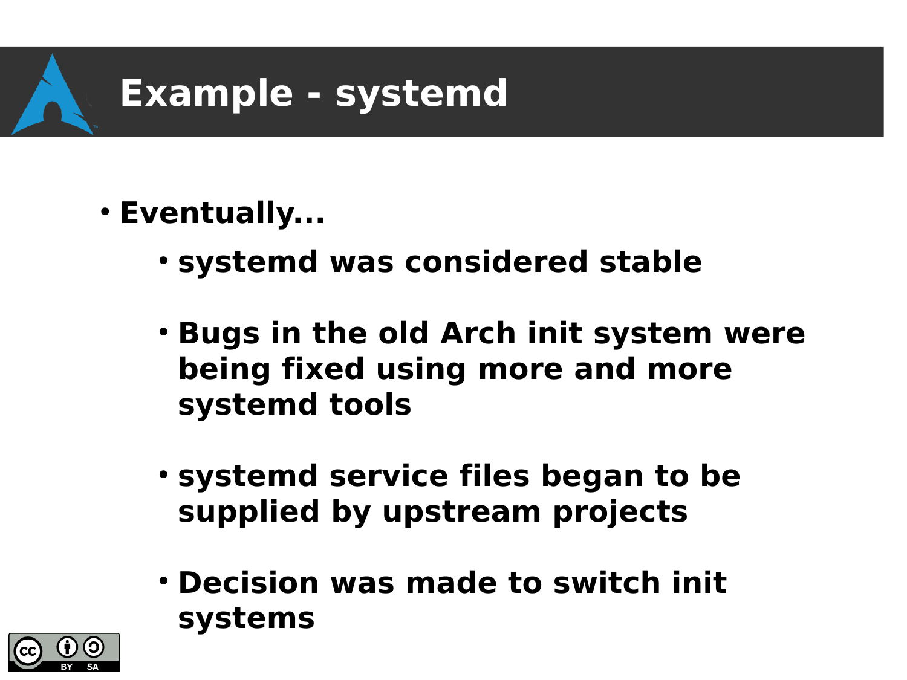# Example - systemd

- **Eventually...**
  - **systemd was considered stable**
  - **Bugs in the old Arch init system were being fixed using more and more systemd tools**
  - **systemd service files began to be supplied by upstream projects**
  - **Decision was made to switch init systems**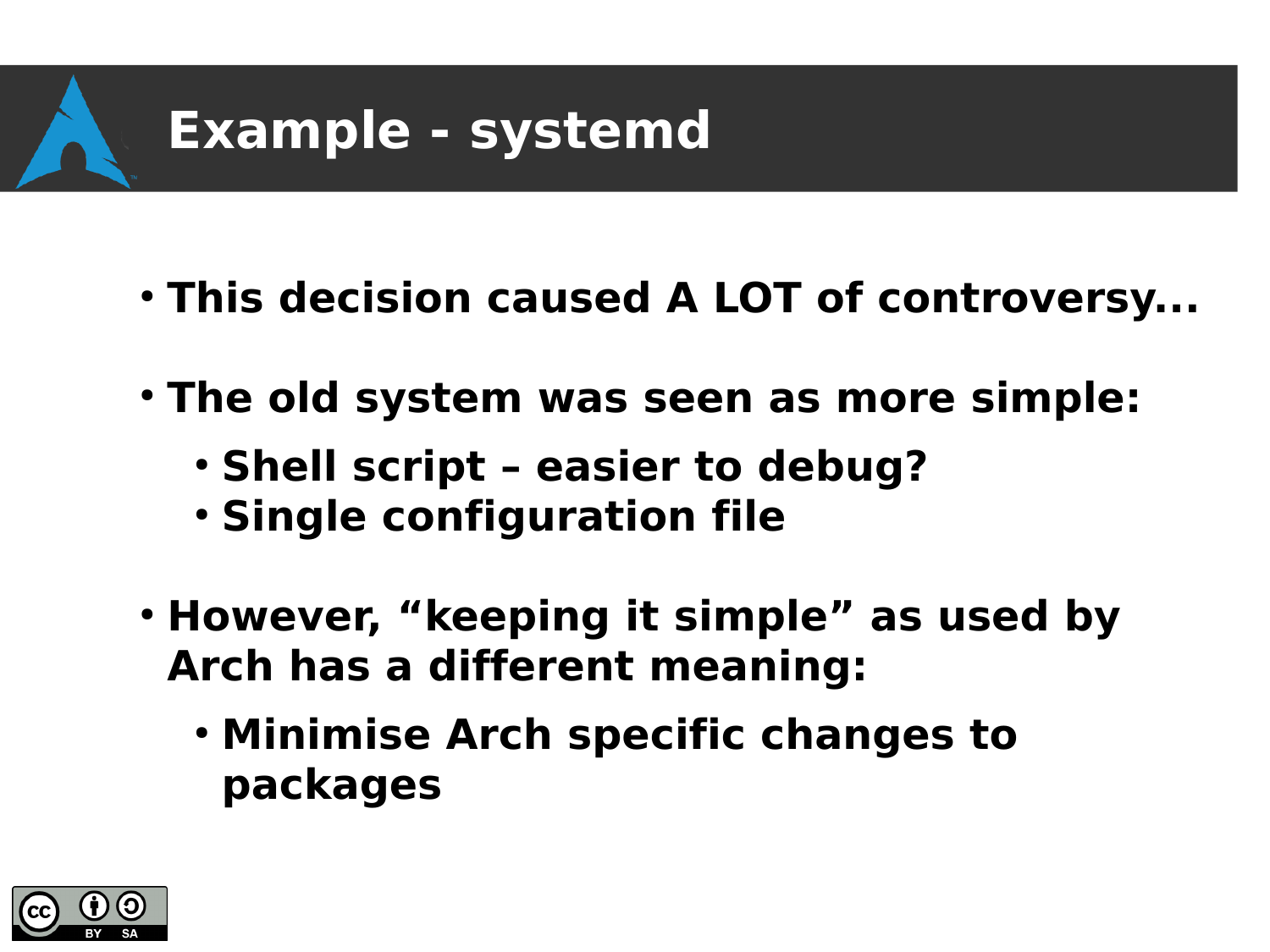# Example - systemd

- This decision caused A LOT of controversy...
- The old system was seen as more simple:
  - Shell script – easier to debug?
  - Single configuration file
- However, “keeping it simple” as used by Arch has a different meaning:
  - Minimise Arch specific changes to packages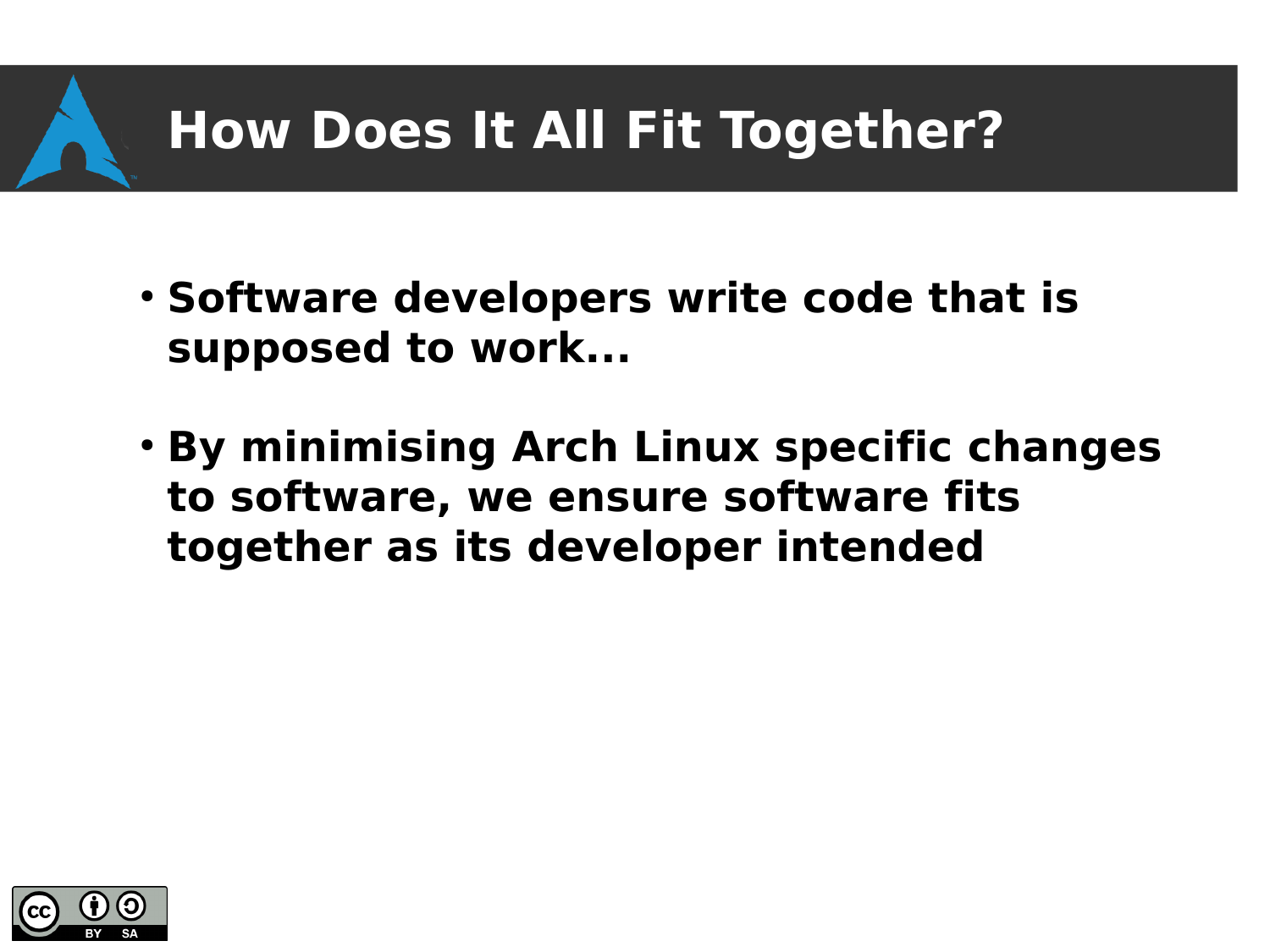# How Does It All Fit Together?

- **Software developers write code that is supposed to work...**
- **By minimising Arch Linux specific changes to software, we ensure software fits together as its developer intended**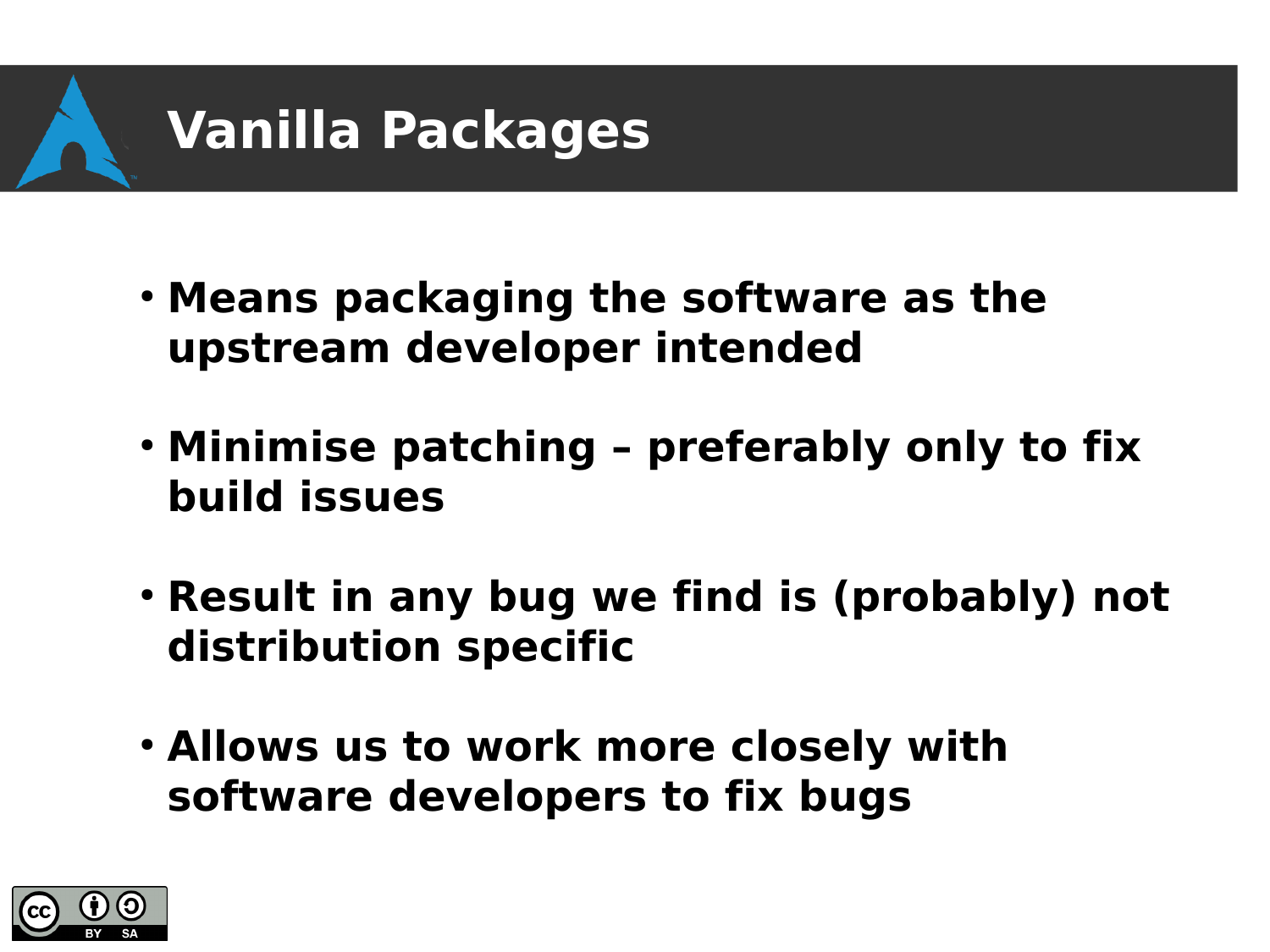# Vanilla Packages

- **Means packaging the software as the upstream developer intended**
- **Minimise patching – preferably only to fix build issues**
- **Result in any bug we find is (probably) not distribution specific**
- **Allows us to work more closely with software developers to fix bugs**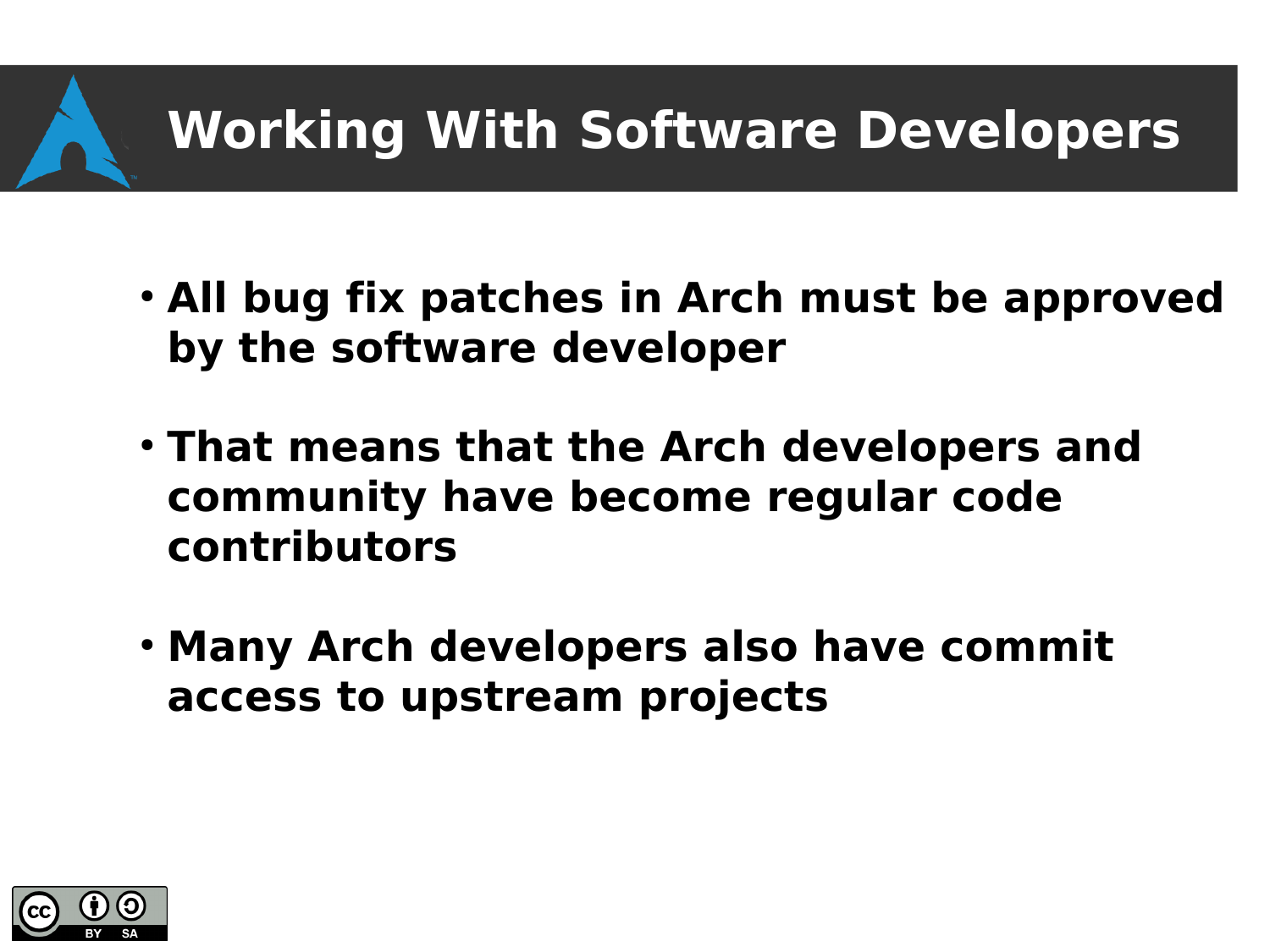# Working With Software Developers

- **All bug fix patches in Arch must be approved by the software developer**
- **That means that the Arch developers and community have become regular code contributors**
- **Many Arch developers also have commit access to upstream projects**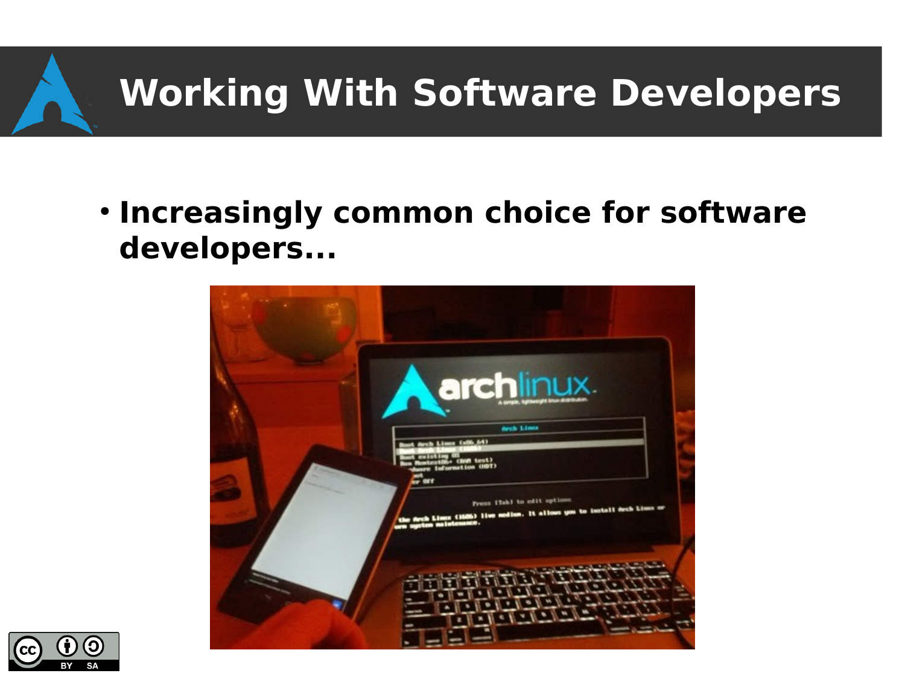# Working With Software Developers

- **Increasingly common choice for software developers...**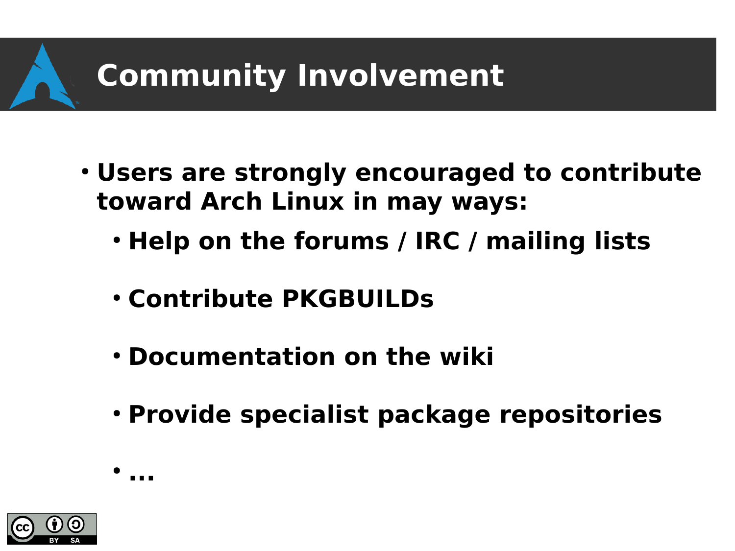# Community Involvement

- Users are strongly encouraged to contribute toward Arch Linux in may ways:
  - Help on the forums / IRC / mailing lists
  - Contribute PKGBUILDs
  - Documentation on the wiki
  - Provide specialist package repositories
  - ...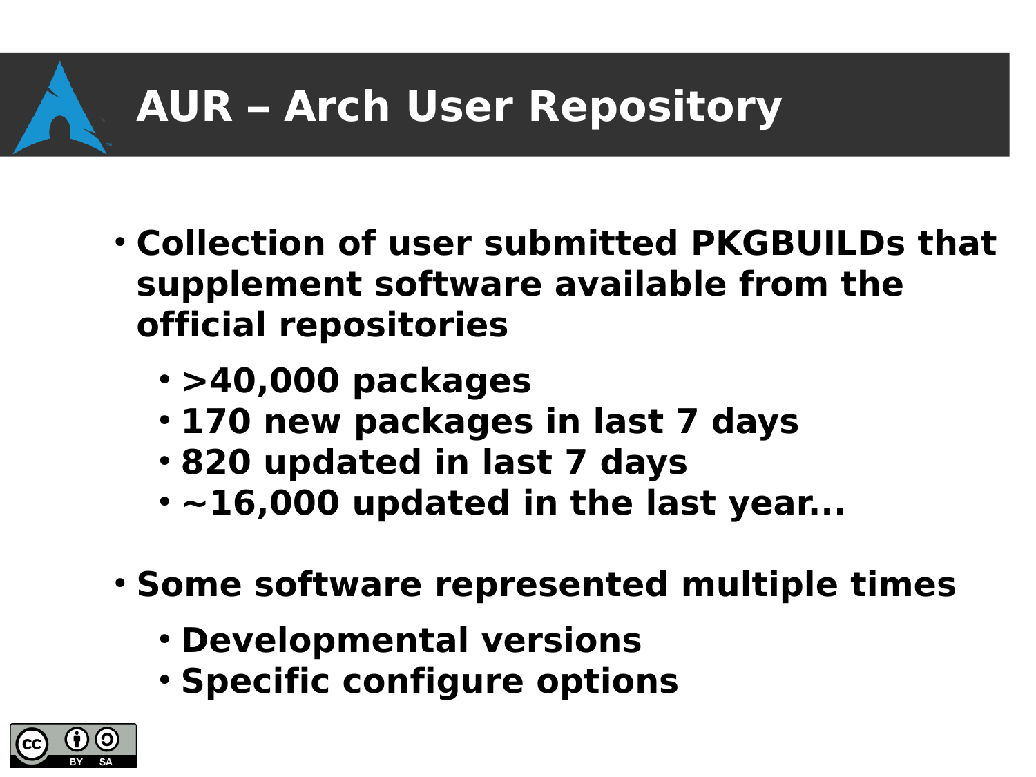# AUR – Arch User Repository

- Collection of user submitted PKGBUILDs that supplement software available from the official repositories
  - >40,000 packages
  - 170 new packages in last 7 days
  - 820 updated in last 7 days
  - ~16,000 updated in the last year...
- Some software represented multiple times
  - Developmental versions
  - Specific configure options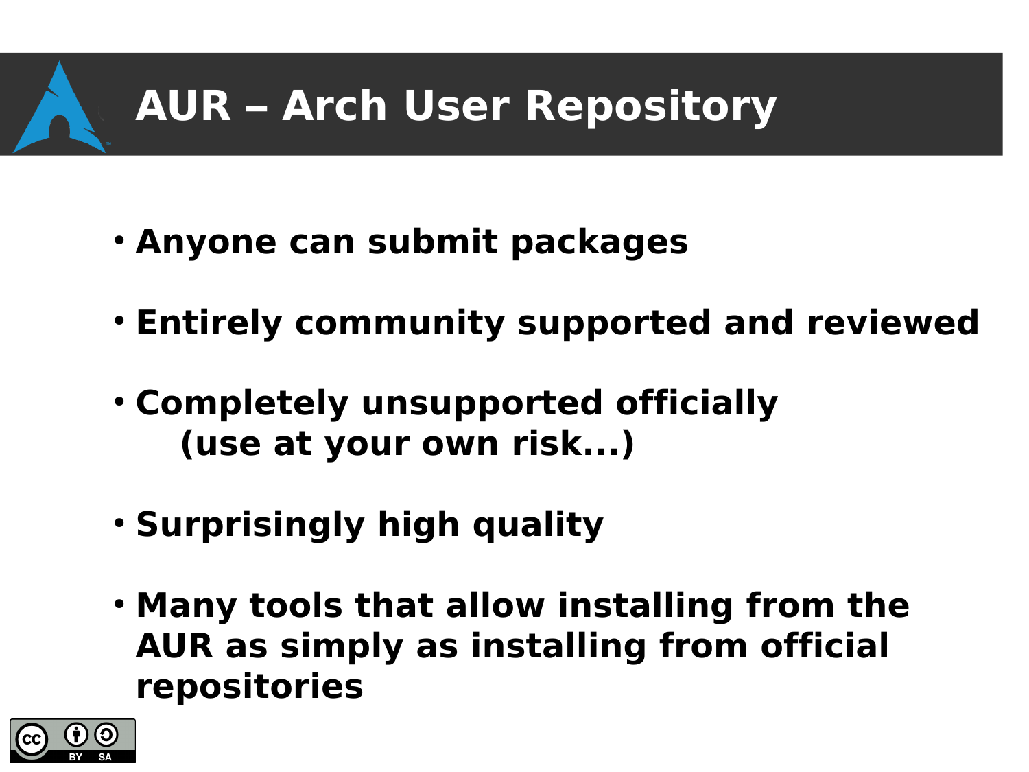# AUR – Arch User Repository

- **Anyone can submit packages**
- **Entirely community supported and reviewed**
- **Completely unsupported officially (use at your own risk...)**
- **Surprisingly high quality**
- **Many tools that allow installing from the AUR as simply as installing from official repositories**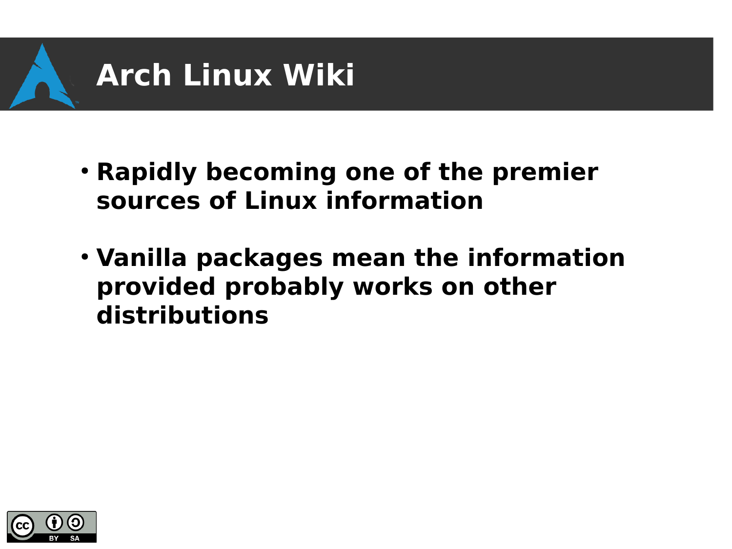# Arch Linux Wiki

- **Rapidly becoming one of the premier sources of Linux information**
- **Vanilla packages mean the information provided probably works on other distributions**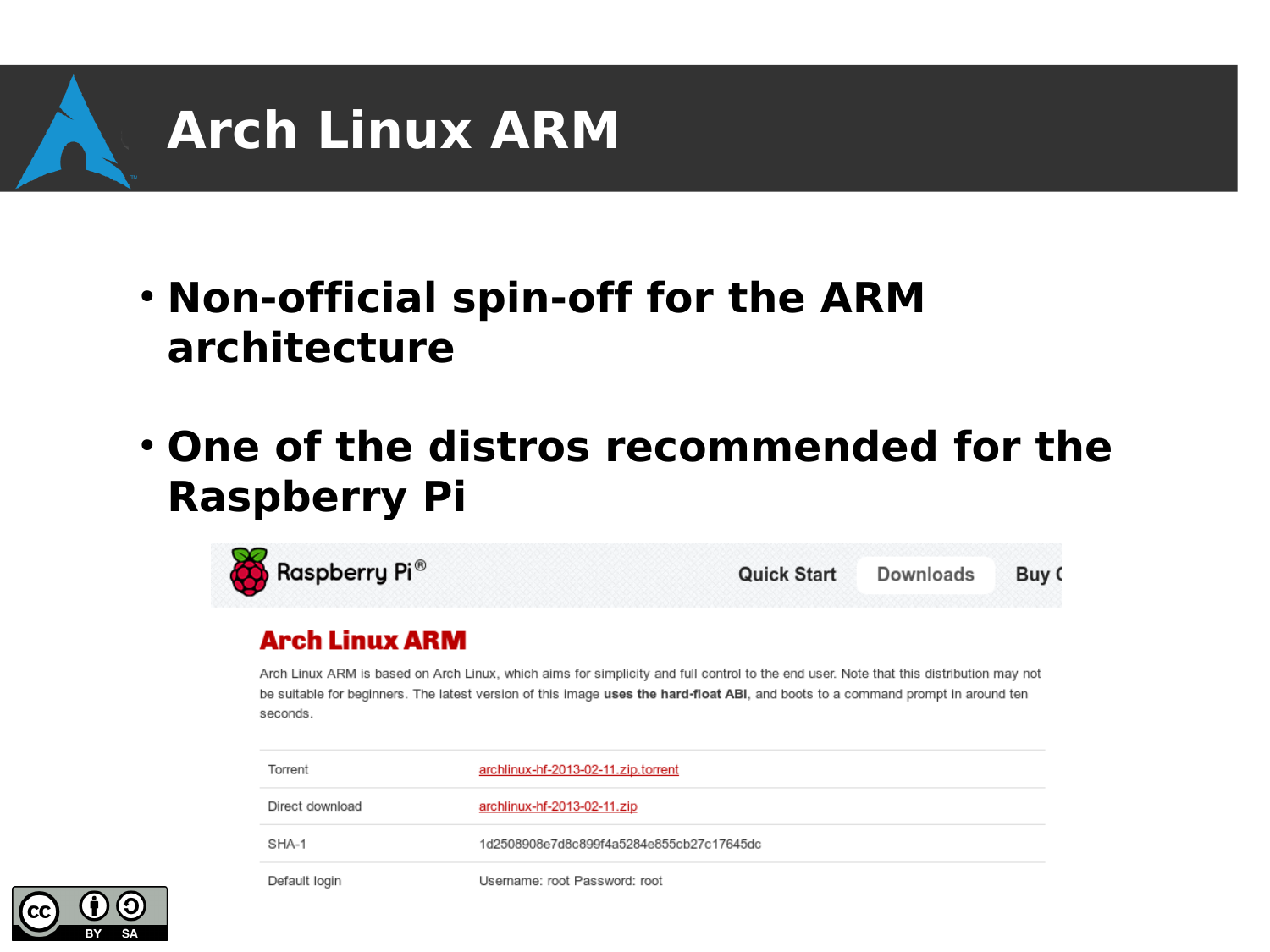# Arch Linux ARM

- **Non-official spin-off for the ARM architecture**
- **One of the distros recommended for the Raspberry Pi**

Raspberry Pi® | Quick Start | Downloads | Buy

## Arch Linux ARM

Arch Linux ARM is based on Arch Linux, which aims for simplicity and full control to the end user. Note that this distribution may not be suitable for beginners. The latest version of this image **uses the hard-float ABI**, and boots to a command prompt in around ten seconds.

| | |
|---|---|
| Torrent | archlinux-hf-2013-02-11.zip.torrent |
| Direct download | archlinux-hf-2013-02-11.zip |
| SHA-1 | 1d2508908e7d8c899f4a5284e855cb27c17645dc |
| Default login | Username: root Password: root |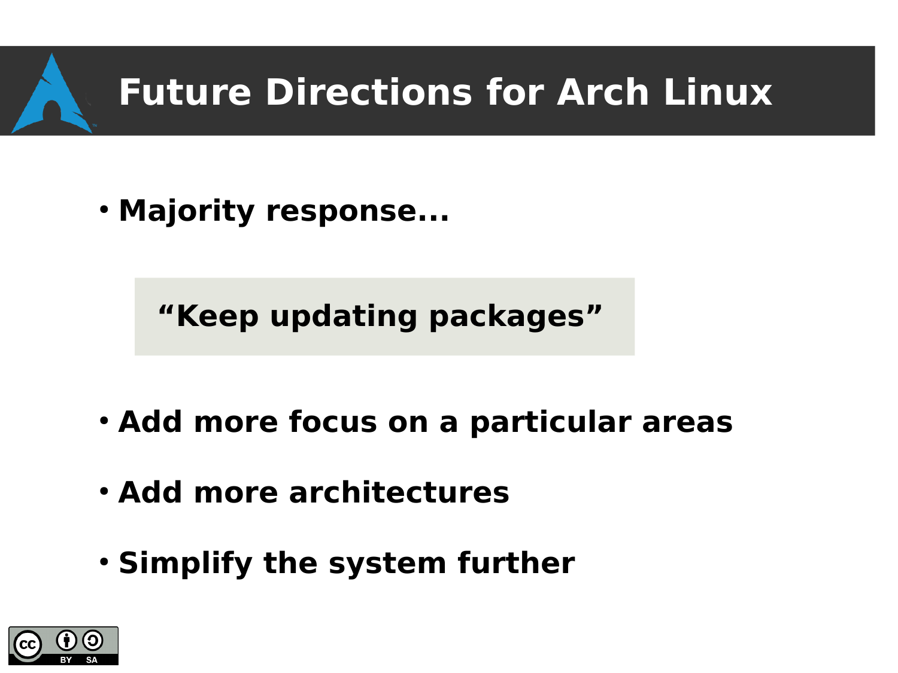# Future Directions for Arch Linux

- Majority response...

> "Keep updating packages"

- Add more focus on a particular areas
- Add more architectures
- Simplify the system further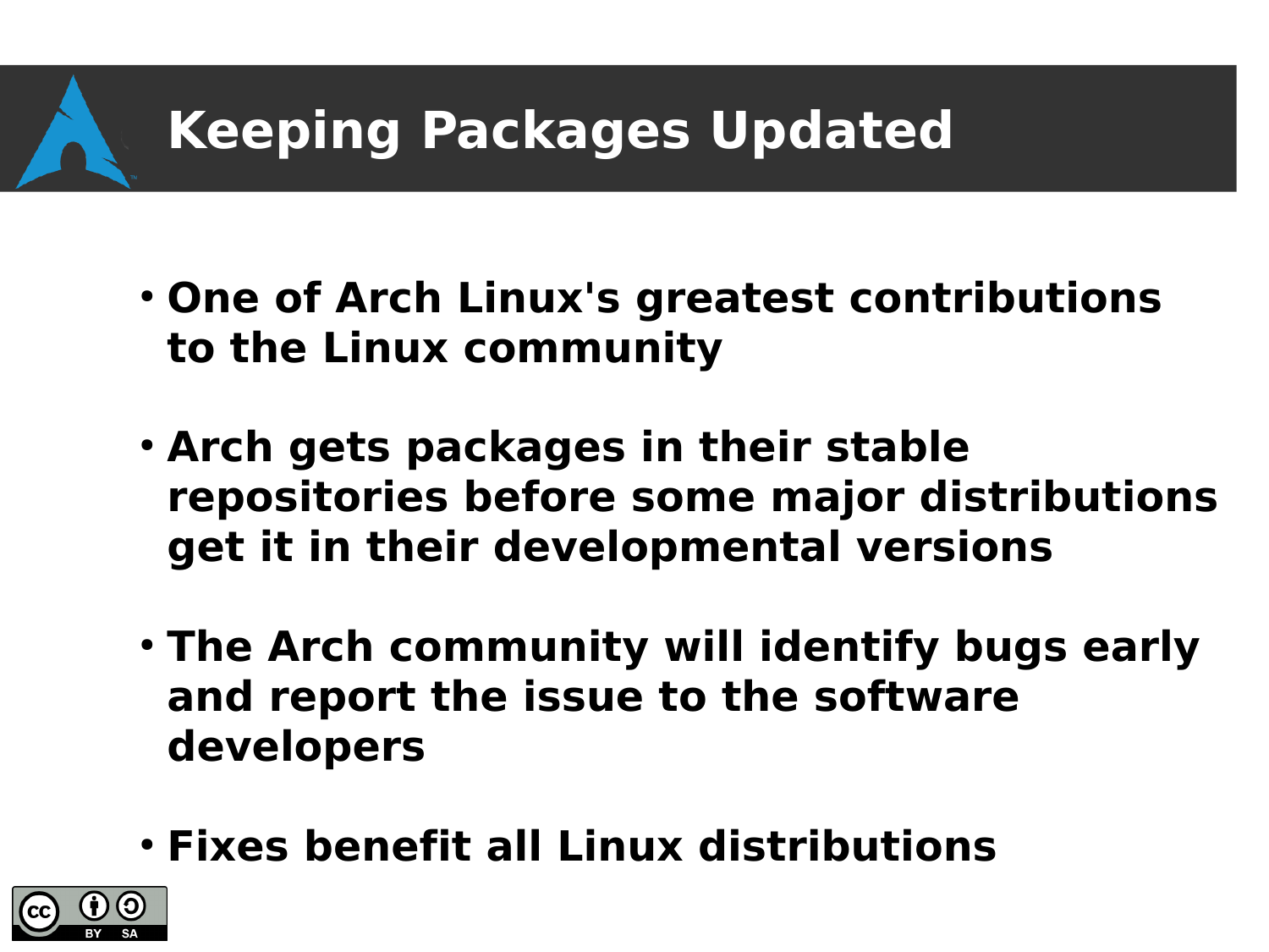# Keeping Packages Updated

- **One of Arch Linux's greatest contributions to the Linux community**
- **Arch gets packages in their stable repositories before some major distributions get it in their developmental versions**
- **The Arch community will identify bugs early and report the issue to the software developers**
- **Fixes benefit all Linux distributions**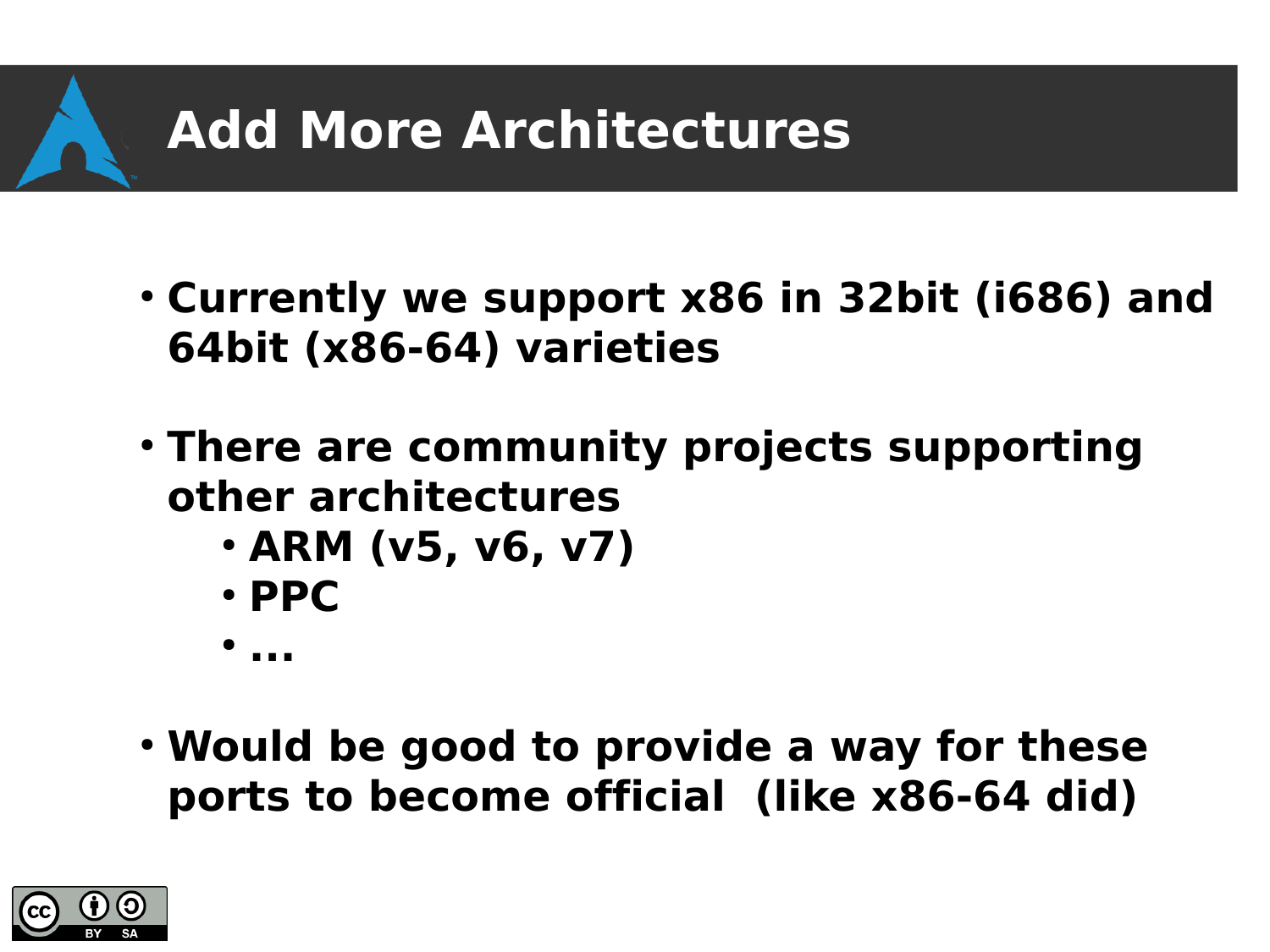# Add More Architectures

- Currently we support x86 in 32bit (i686) and 64bit (x86-64) varieties
- There are community projects supporting other architectures
  - ARM (v5, v6, v7)
  - PPC
  - ...
- Would be good to provide a way for these ports to become official (like x86-64 did)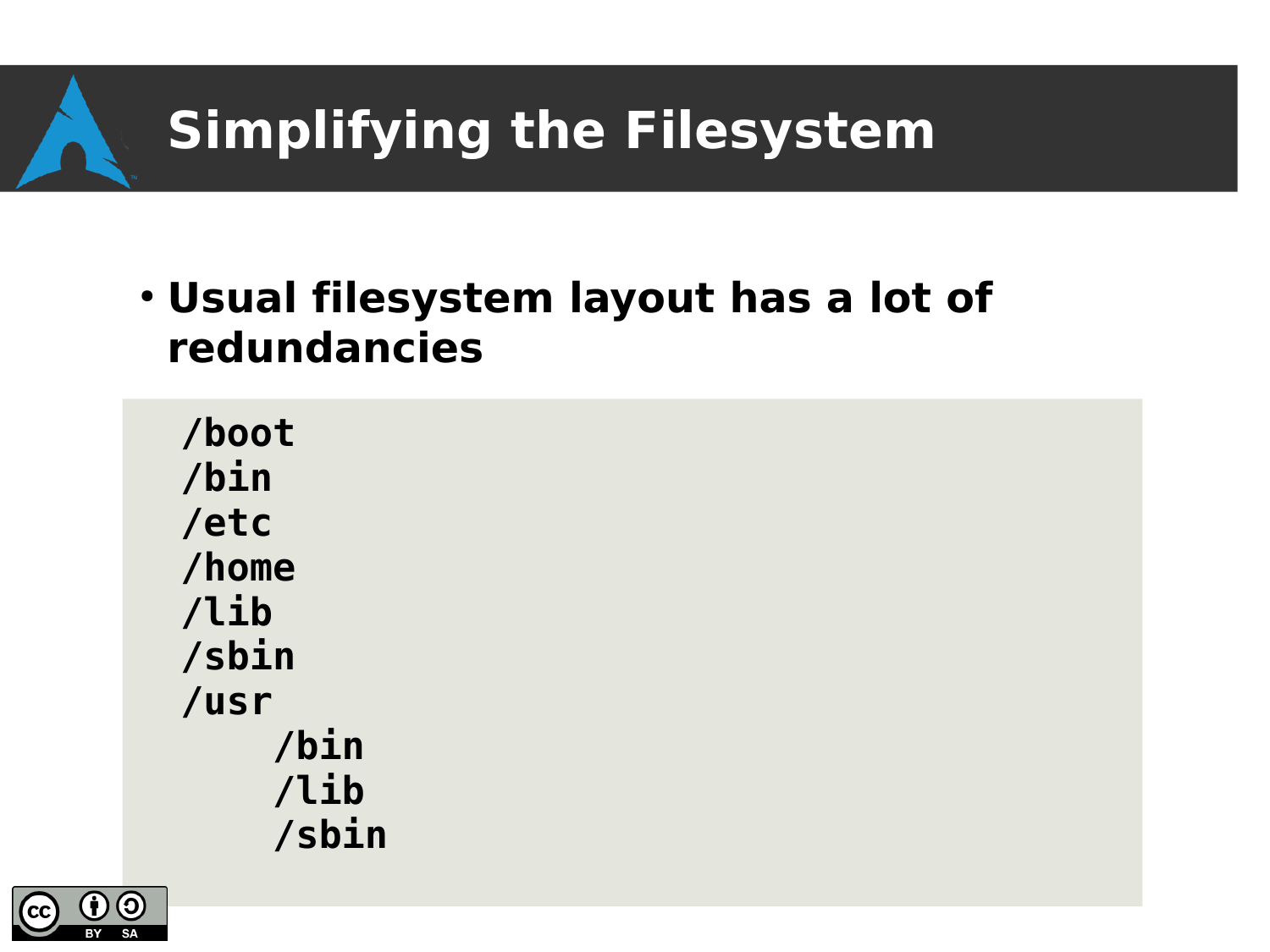# Simplifying the Filesystem

- **Usual filesystem layout has a lot of redundancies**

```
/boot
/bin
/etc
/home
/lib
/sbin
/usr
    /bin
    /lib
    /sbin
```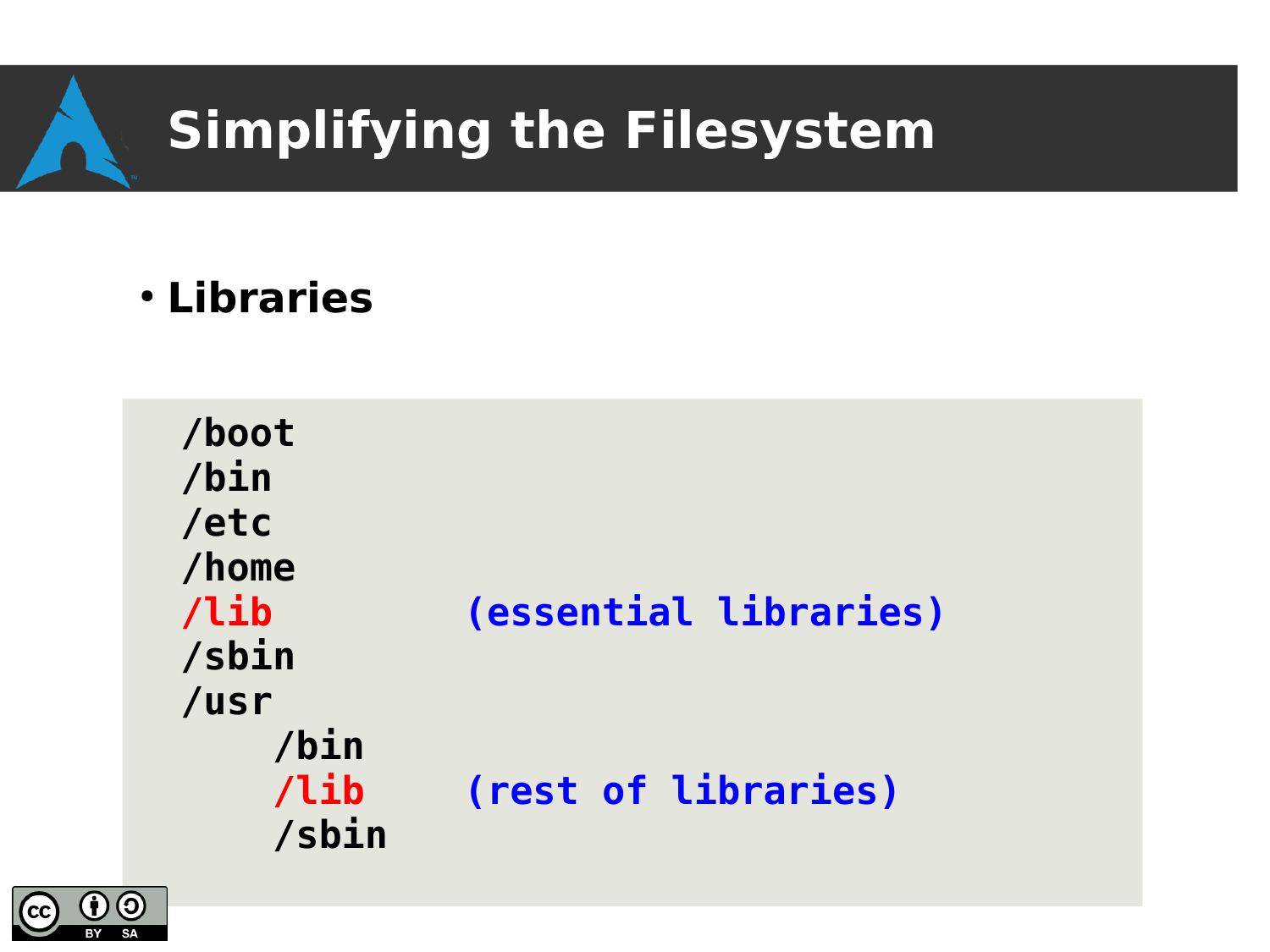# Simplifying the Filesystem

- **Libraries**

```
/boot
/bin
/etc
/home
/lib          (essential libraries)
/sbin
/usr
    /bin
    /lib      (rest of libraries)
    /sbin
```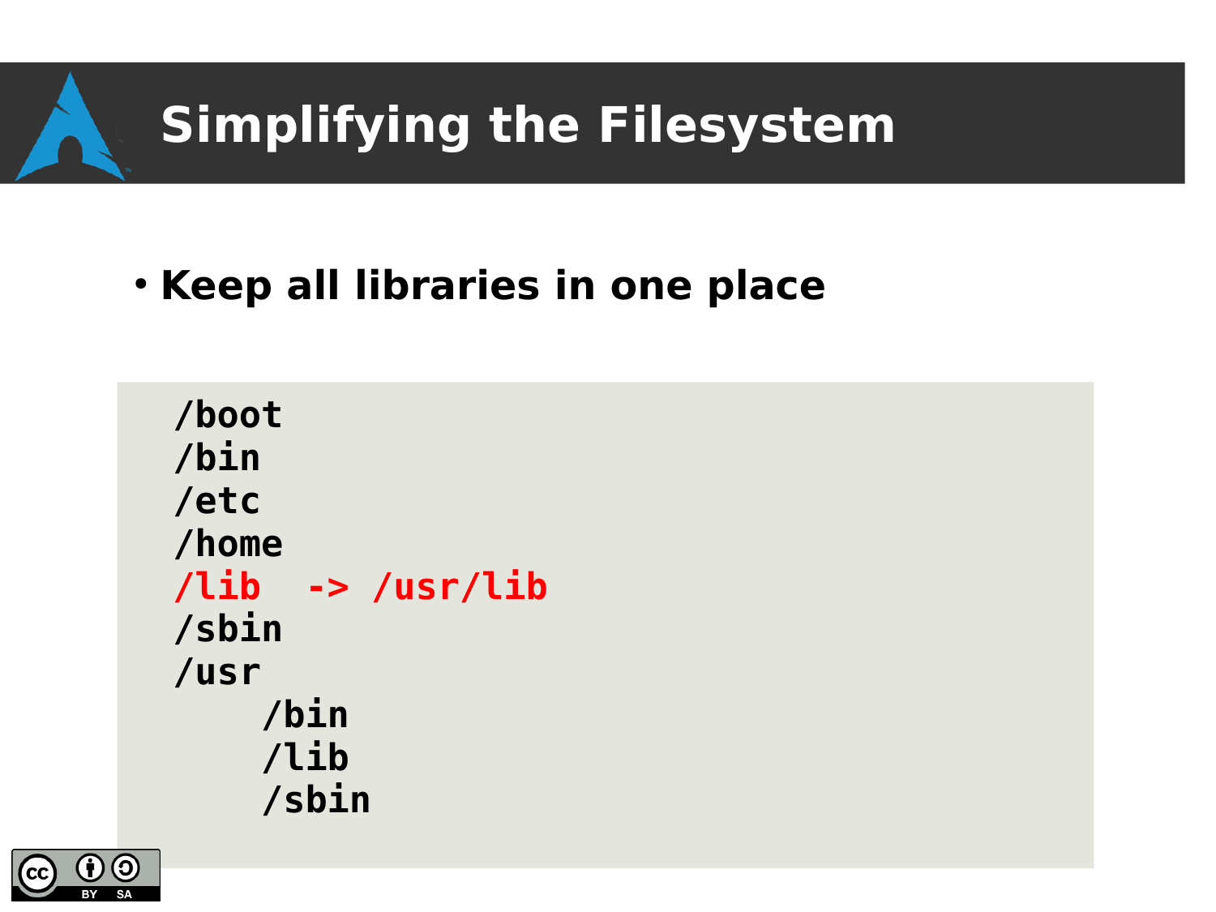# Simplifying the Filesystem

- **Keep all libraries in one place**

```
/boot
/bin
/etc
/home
/lib  -> /usr/lib
/sbin
/usr
    /bin
    /lib
    /sbin
```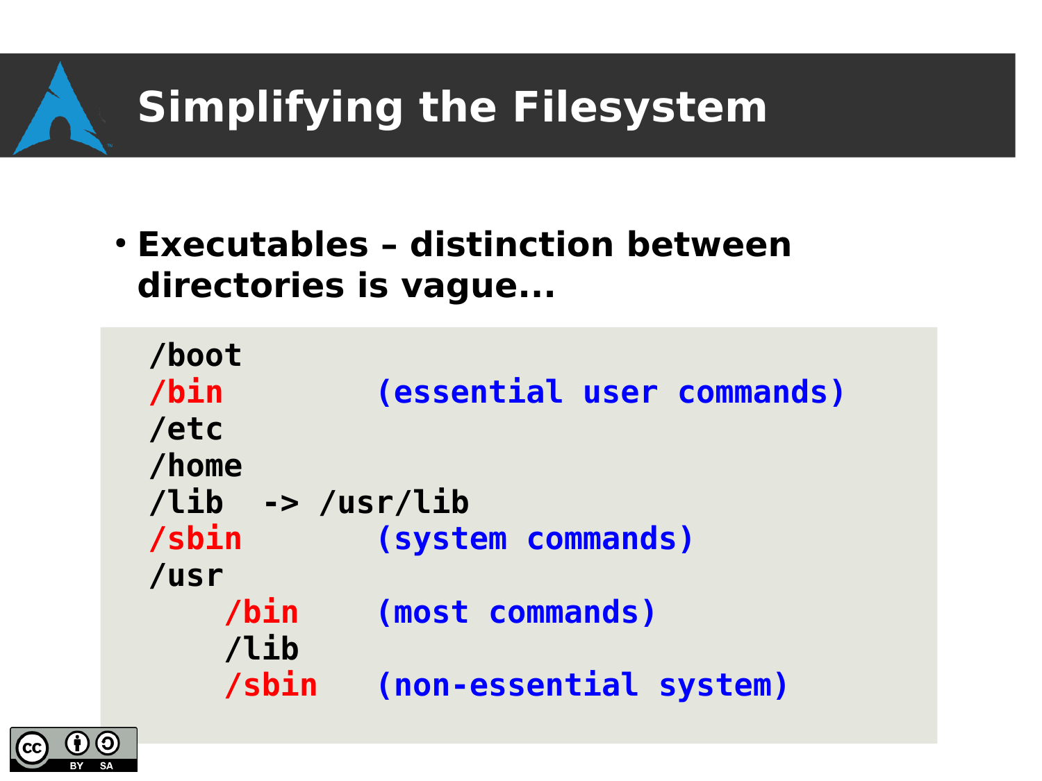# Simplifying the Filesystem

- **Executables – distinction between directories is vague...**

```
/boot
/bin          (essential user commands)
/etc
/home
/lib  -> /usr/lib
/sbin         (system commands)
/usr
    /bin      (most commands)
    /lib
    /sbin     (non-essential system)
```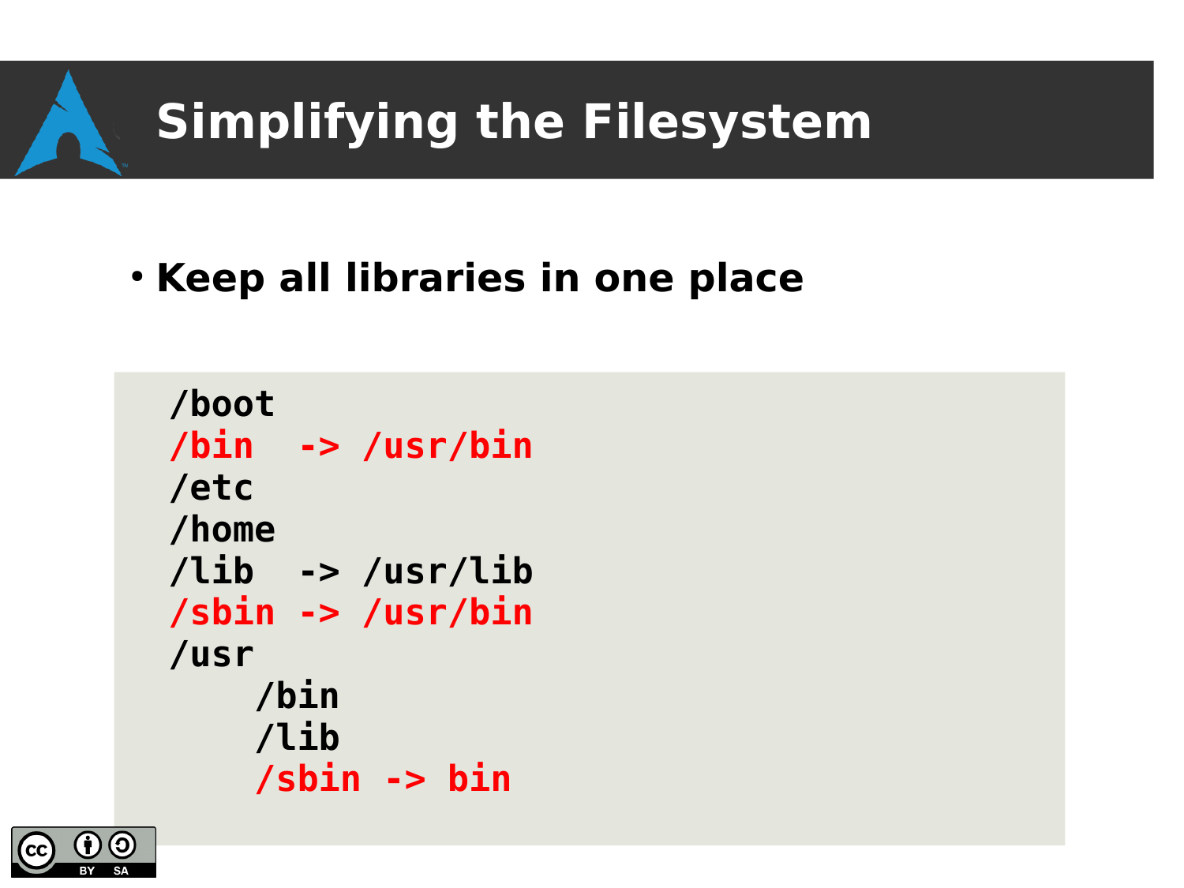# Simplifying the Filesystem

- **Keep all libraries in one place**

```
/boot
/bin  -> /usr/bin
/etc
/home
/lib  -> /usr/lib
/sbin -> /usr/bin
/usr
    /bin
    /lib
    /sbin -> bin
```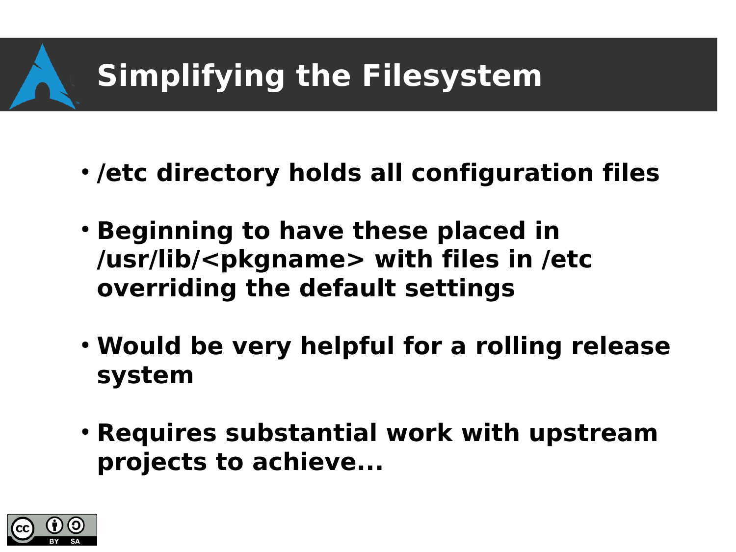# Simplifying the Filesystem

- /etc directory holds all configuration files
- Beginning to have these placed in /usr/lib/<pkgname> with files in /etc overriding the default settings
- Would be very helpful for a rolling release system
- Requires substantial work with upstream projects to achieve...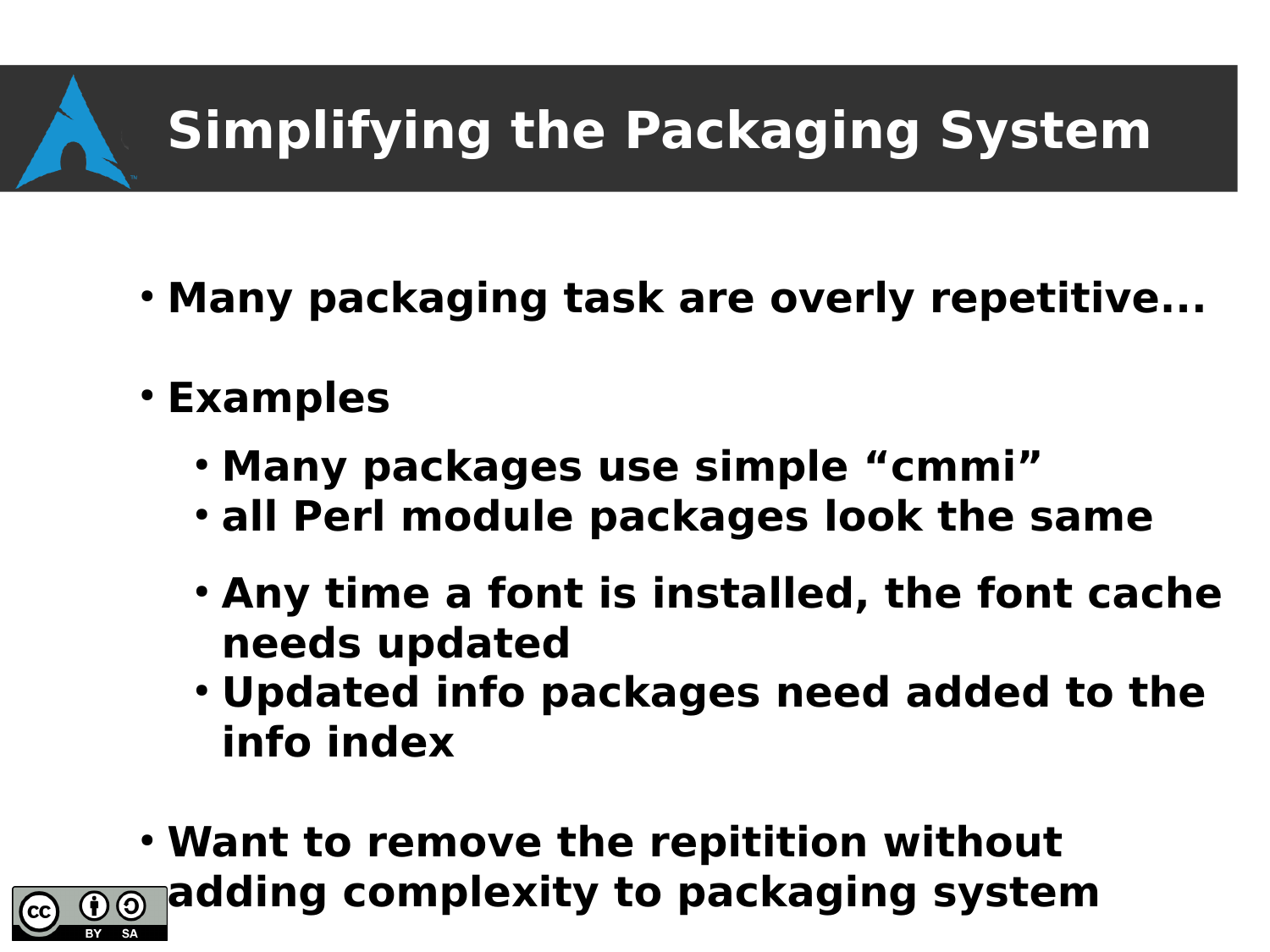# Simplifying the Packaging System

- Many packaging task are overly repetitive...
- Examples
  - Many packages use simple “cmmi”
  - all Perl module packages look the same
  - Any time a font is installed, the font cache needs updated
  - Updated info packages need added to the info index
- Want to remove the repitition without adding complexity to packaging system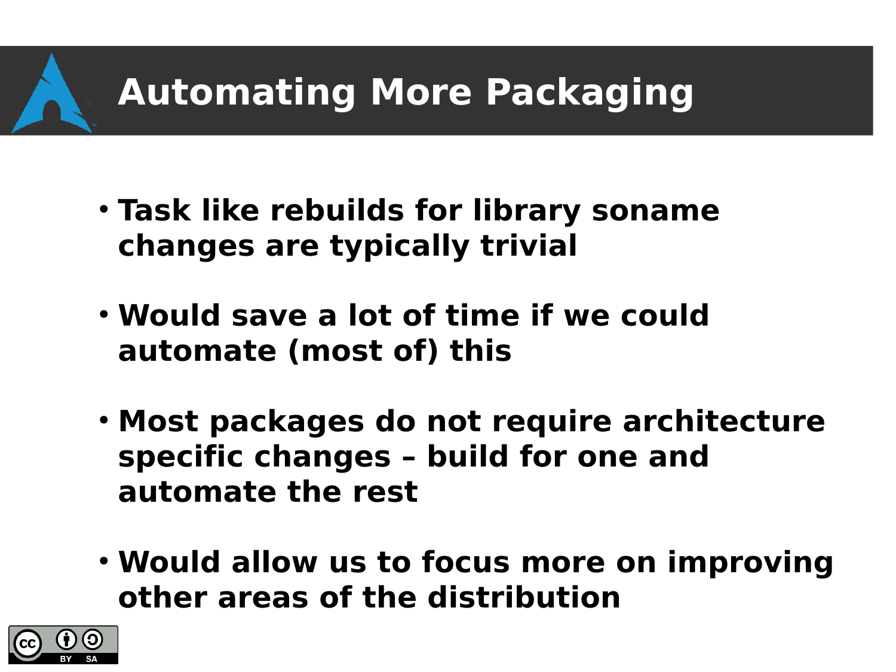# Automating More Packaging

- **Task like rebuilds for library soname changes are typically trivial**
- **Would save a lot of time if we could automate (most of) this**
- **Most packages do not require architecture specific changes – build for one and automate the rest**
- **Would allow us to focus more on improving other areas of the distribution**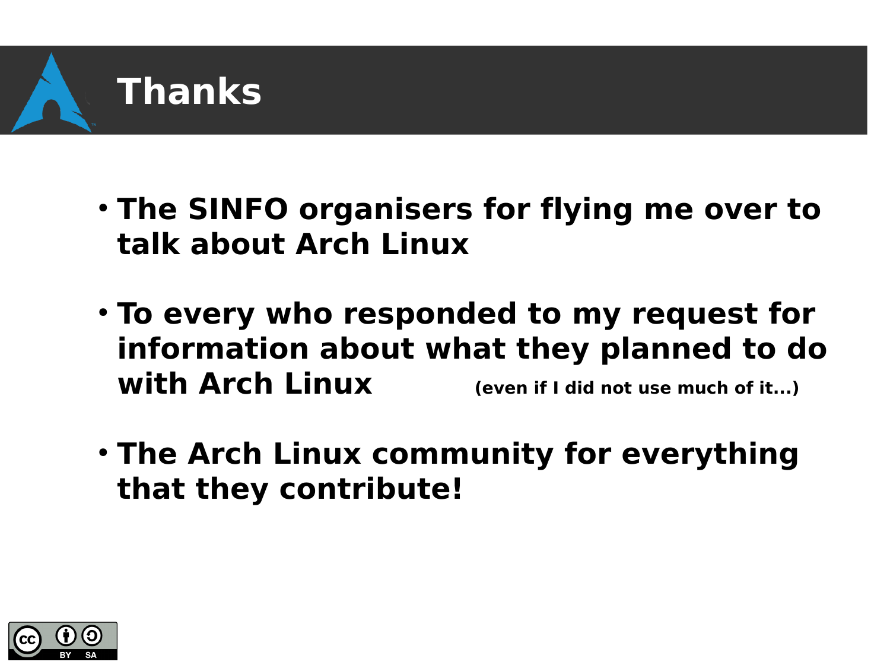# Thanks

- **The SINFO organisers for flying me over to talk about Arch Linux**
- **To every who responded to my request for information about what they planned to do with Arch Linux** **(even if I did not use much of it...)**
- **The Arch Linux community for everything that they contribute!**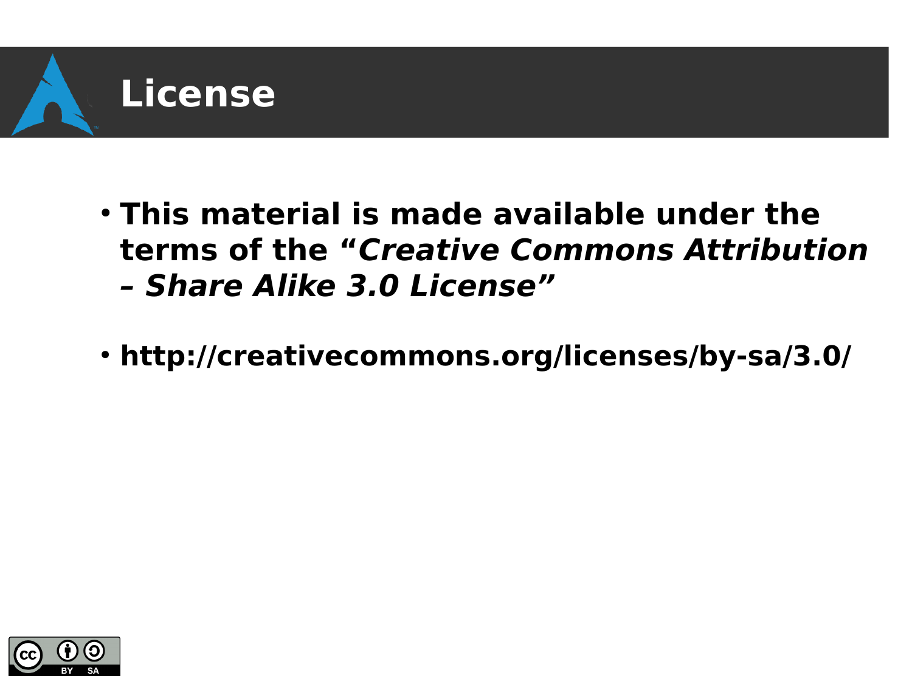# License

- **This material is made available under the terms of the “*Creative Commons Attribution – Share Alike 3.0 License*”**

- **http://creativecommons.org/licenses/by-sa/3.0/**